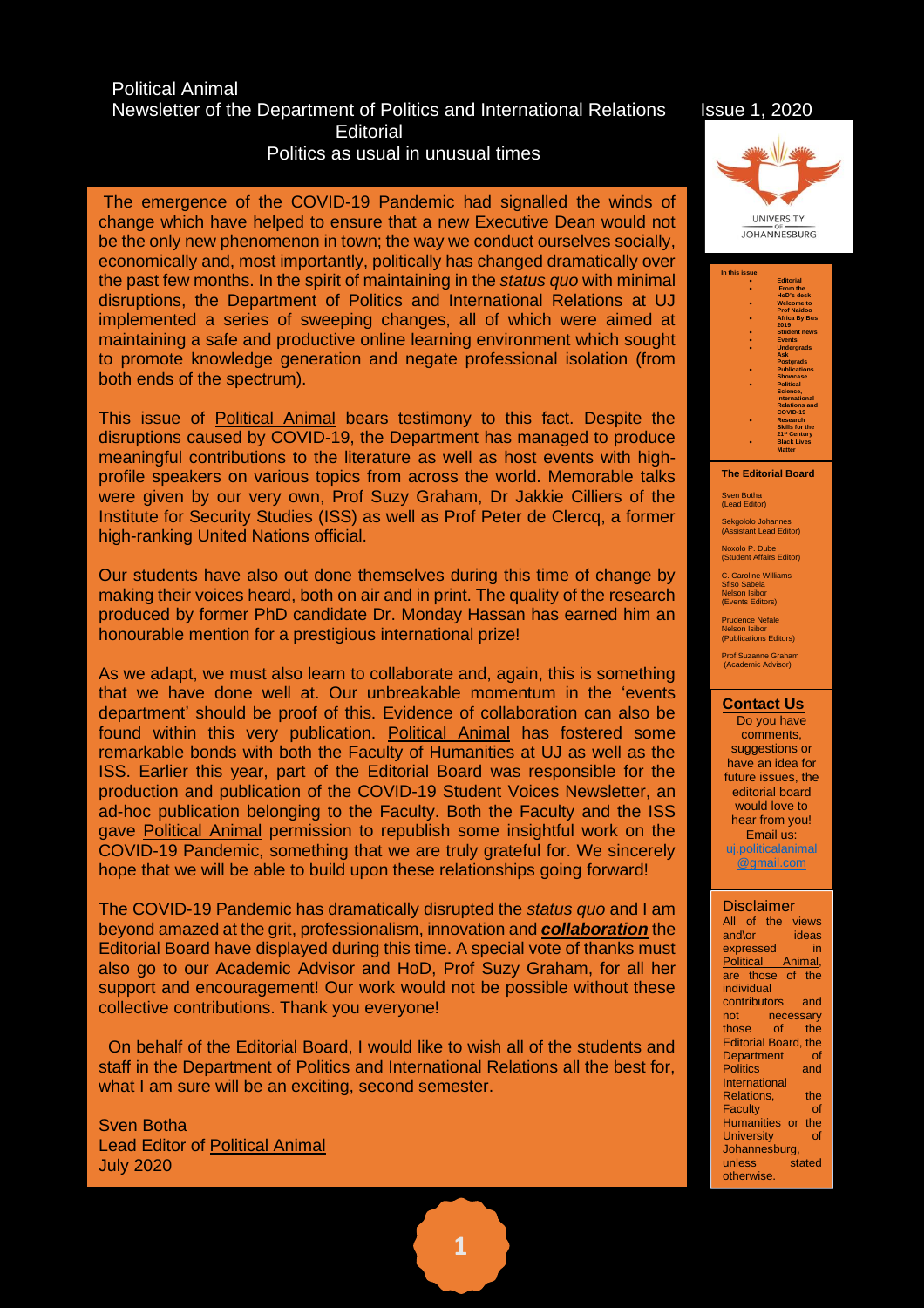# Political Animal

Newsletter of the Department of Politics and International Relations

Issue 1, 2020

## Editorial

### Politics as usual in unusual times

The emergence of the COVID-19 Pandemic had signalled the winds of change which have helped to ensure that a new Executive Dean would not be the only new phenomenon in town; the way we conduct ourselves socially, economically and, most importantly, politically has changed dramatically over the past few months. In the spirit of maintaining in the *status quo* with minimal disruptions, the Department of Politics and International Relations at UJ implemented a series of sweeping changes, all of which were aimed at maintaining a safe and productive online learning environment which sought to promote knowledge generation and negate professional isolation (from both ends of the spectrum).

This issue of Political Animal bears testimony to this fact. Despite the disruptions caused by COVID-19, the Department has managed to produce meaningful contributions to the literature as well as host events with high-profile speakers on various topics from across the world. Memorable talks were given by our very own, Prof Suzy Graham, Dr Jakkie Cilliers of the Institute for Security Studies (ISS) as well as Prof Peter de Clercq, a former high-ranking United Nations official.

Our students have also out done themselves during this time of change by making their voices heard, both on air and in print. The quality of the research produced by former PhD candidate Dr. Monday Hassan has earned him an honourable mention for a prestigious international prize!

As we adapt, we must also learn to collaborate and, again, this is something that we have done well at. Our unbreakable momentum in the 'events department' should be proof of this. Evidence of collaboration can also be found within this very publication. Political Animal has fostered some remarkable bonds with both the Faculty of Humanities at UJ as well as the ISS. Earlier this year, part of the Editorial Board was responsible for the production and publication of the COVID-19 Student Voices Newsletter, an ad-hoc publication belonging to the Faculty. Both the Faculty and the ISS gave Political Animal permission to republish some insightful work on the COVID-19 Pandemic, something that we are truly grateful for. We sincerely hope that we will be able to build upon these relationships going forward!

The COVID-19 Pandemic has dramatically disrupted the *status quo* and I am beyond amazed at the grit, professionalism, innovation and ***collaboration*** the Editorial Board have displayed during this time. A special vote of thanks must also go to our Academic Advisor and HoD, Prof Suzy Graham, for all her support and encouragement! Our work would not be possible without these collective contributions. Thank you everyone!

On behalf of the Editorial Board, I would like to wish all of the students and staff in the Department of Politics and International Relations all the best for, what I am sure will be an exciting, second semester.

Sven Botha
Lead Editor of Political Animal
July 2020

---

UNIVERSITY OF JOHANNESBURG

**In this issue**

- **Editorial**
- **From the HoD's desk**
- **Welcome to Prof Naidoo**
- **Africa By Bus 2019**
- **Student news**
- **Events**
- **Undergrads Ask Postgrads**
- **Publications Showcase**
- **Political Science, International Relations and COVID-19**
- **Research Skills for the 21st Century**
- **Black Lives Matter**

**The Editorial Board**

Sven Botha
(Lead Editor)

Sekgololo Johannes
(Assistant Lead Editor)

Noxolo P. Dube
(Student Affairs Editor)

C. Caroline Williams
Sfiso Sabela
Nelson Isibor
(Events Editors)

Prudence Nefale
Nelson Isibor
(Publications Editors)

Prof Suzanne Graham
(Academic Advisor)

**Contact Us**

Do you have comments, suggestions or have an idea for future issues, the editorial board would love to hear from you! Email us: uj.politicalanimal@gmail.com

**Disclaimer**

All of the views and\or ideas expressed in Political Animal, are those of the individual contributors and not necessary those of the Editorial Board, the Department of Politics and International Relations, the Faculty of Humanities or the University of Johannesburg, unless stated otherwise.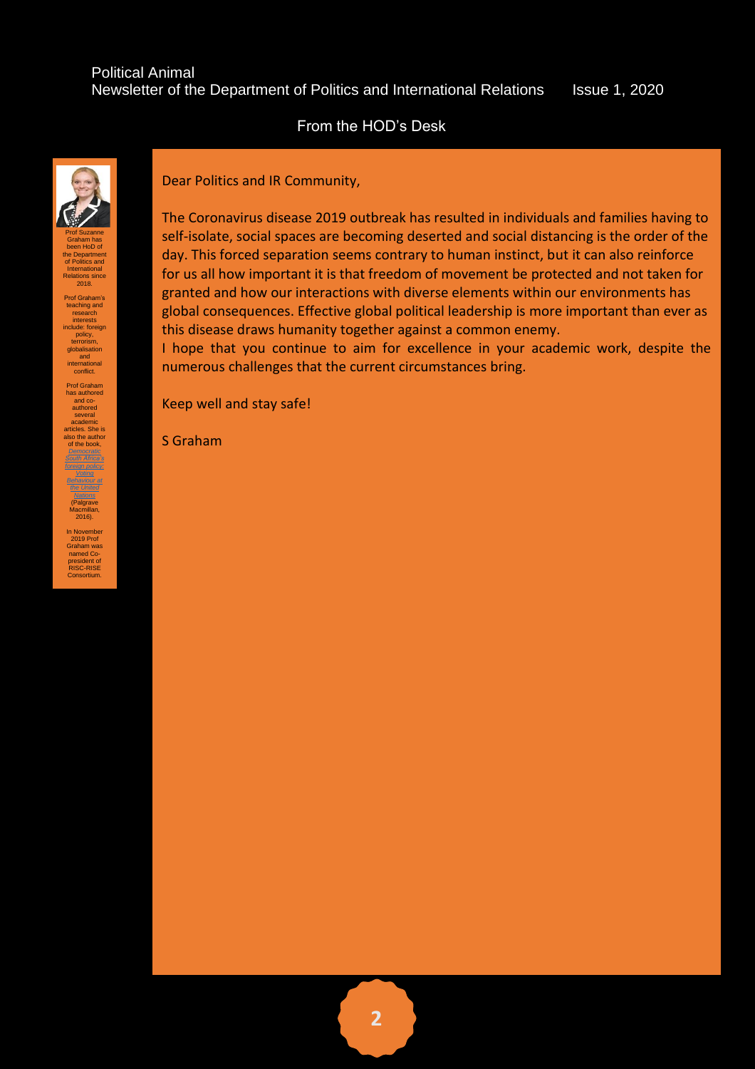## From the HOD's Desk

Prof Suzanne Graham has been HoD of the Department of Politics and International Relations since 2018.

Prof Graham's teaching and research interests include: foreign policy, terrorism, globalisation and international conflict.

Prof Graham has authored and co-authored several academic articles. She is also the author of the book, *Democratic South Africa's foreign policy: Voting Behaviour at the United Nations* (Palgrave Macmillan, 2016).

In November 2019 Prof Graham was named Co-president of RISC-RISE Consortium.

Dear Politics and IR Community,

The Coronavirus disease 2019 outbreak has resulted in individuals and families having to self-isolate, social spaces are becoming deserted and social distancing is the order of the day. This forced separation seems contrary to human instinct, but it can also reinforce for us all how important it is that freedom of movement be protected and not taken for granted and how our interactions with diverse elements within our environments has global consequences. Effective global political leadership is more important than ever as this disease draws humanity together against a common enemy.

I hope that you continue to aim for excellence in your academic work, despite the numerous challenges that the current circumstances bring.

Keep well and stay safe!

S Graham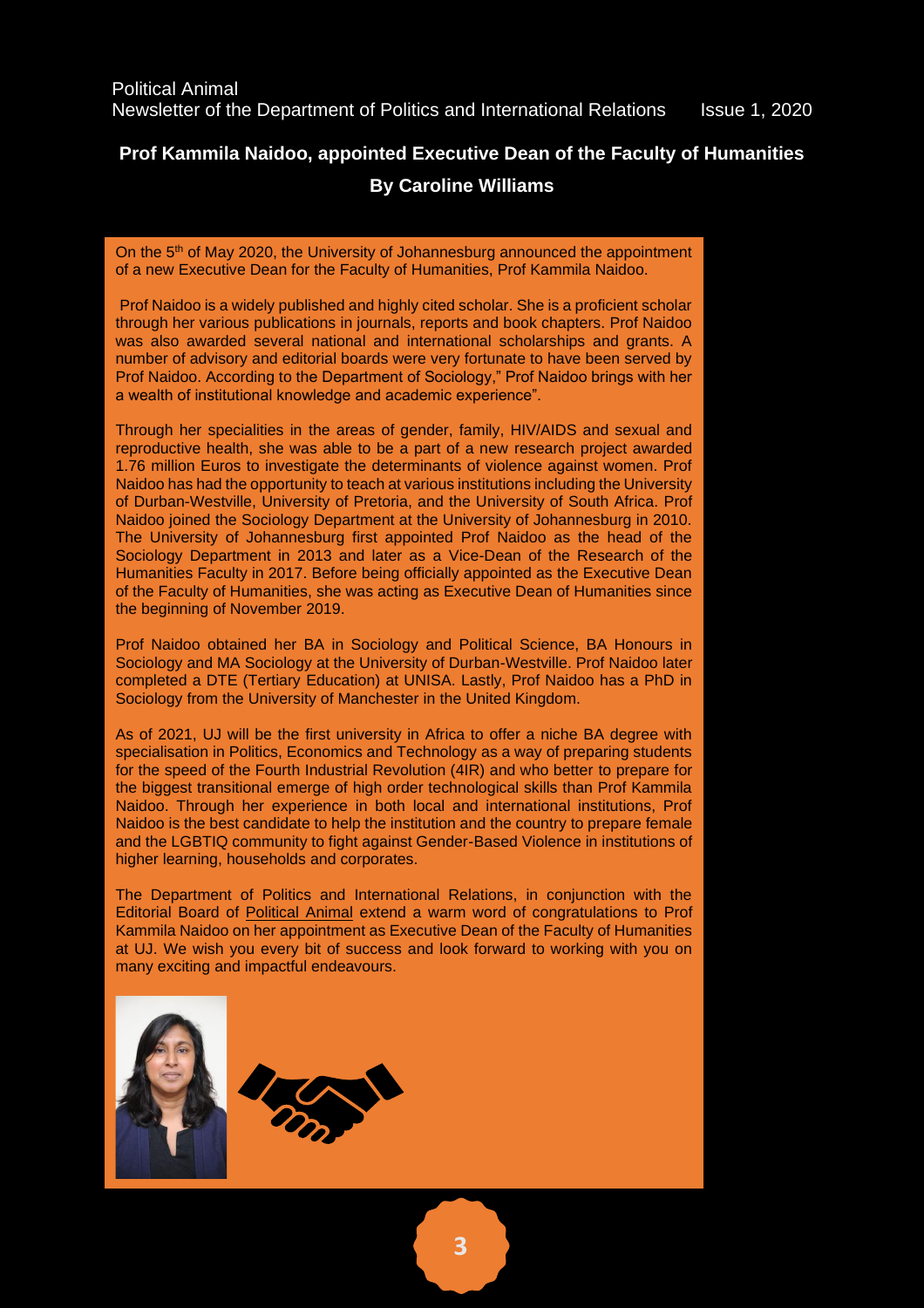## Prof Kammila Naidoo, appointed Executive Dean of the Faculty of Humanities

**By Caroline Williams**

On the 5th of May 2020, the University of Johannesburg announced the appointment of a new Executive Dean for the Faculty of Humanities, Prof Kammila Naidoo.

Prof Naidoo is a widely published and highly cited scholar. She is a proficient scholar through her various publications in journals, reports and book chapters. Prof Naidoo was also awarded several national and international scholarships and grants. A number of advisory and editorial boards were very fortunate to have been served by Prof Naidoo. According to the Department of Sociology," Prof Naidoo brings with her a wealth of institutional knowledge and academic experience".

Through her specialities in the areas of gender, family, HIV/AIDS and sexual and reproductive health, she was able to be a part of a new research project awarded 1.76 million Euros to investigate the determinants of violence against women. Prof Naidoo has had the opportunity to teach at various institutions including the University of Durban-Westville, University of Pretoria, and the University of South Africa. Prof Naidoo joined the Sociology Department at the University of Johannesburg in 2010. The University of Johannesburg first appointed Prof Naidoo as the head of the Sociology Department in 2013 and later as a Vice-Dean of the Research of the Humanities Faculty in 2017. Before being officially appointed as the Executive Dean of the Faculty of Humanities, she was acting as Executive Dean of Humanities since the beginning of November 2019.

Prof Naidoo obtained her BA in Sociology and Political Science, BA Honours in Sociology and MA Sociology at the University of Durban-Westville. Prof Naidoo later completed a DTE (Tertiary Education) at UNISA. Lastly, Prof Naidoo has a PhD in Sociology from the University of Manchester in the United Kingdom.

As of 2021, UJ will be the first university in Africa to offer a niche BA degree with specialisation in Politics, Economics and Technology as a way of preparing students for the speed of the Fourth Industrial Revolution (4IR) and who better to prepare for the biggest transitional emerge of high order technological skills than Prof Kammila Naidoo. Through her experience in both local and international institutions, Prof Naidoo is the best candidate to help the institution and the country to prepare female and the LGBTIQ community to fight against Gender-Based Violence in institutions of higher learning, households and corporates.

The Department of Politics and International Relations, in conjunction with the Editorial Board of Political Animal extend a warm word of congratulations to Prof Kammila Naidoo on her appointment as Executive Dean of the Faculty of Humanities at UJ. We wish you every bit of success and look forward to working with you on many exciting and impactful endeavours.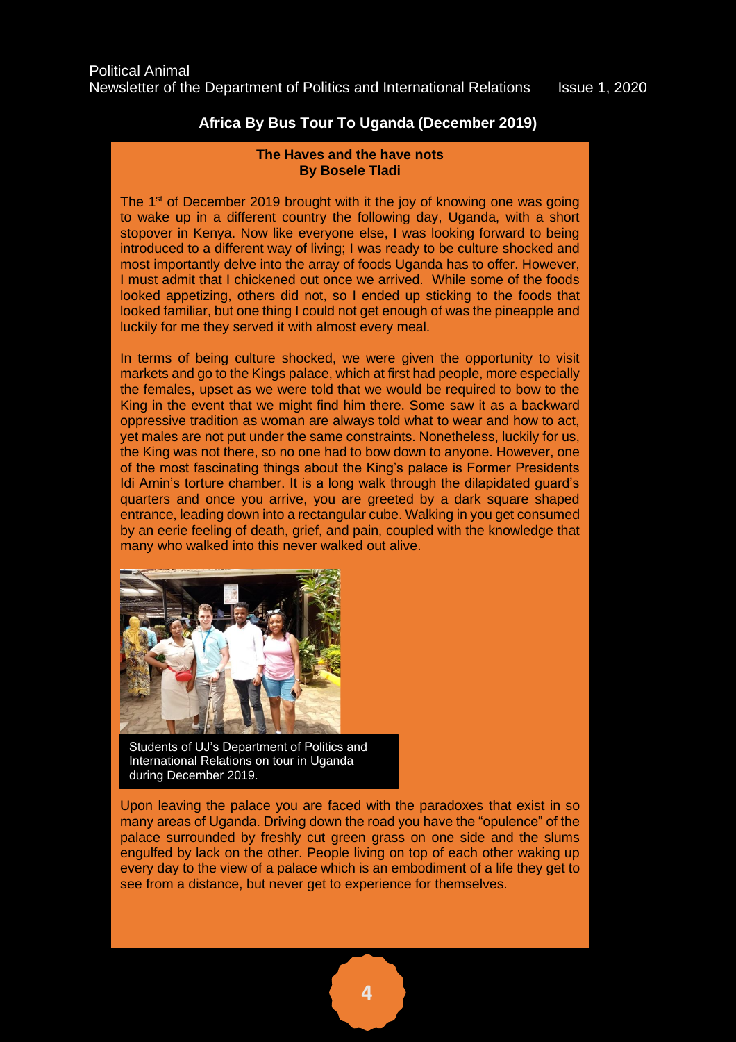## Africa By Bus Tour To Uganda (December 2019)

### The Haves and the have nots
**By Bosele Tladi**

The 1st of December 2019 brought with it the joy of knowing one was going to wake up in a different country the following day, Uganda, with a short stopover in Kenya. Now like everyone else, I was looking forward to being introduced to a different way of living; I was ready to be culture shocked and most importantly delve into the array of foods Uganda has to offer. However, I must admit that I chickened out once we arrived. While some of the foods looked appetizing, others did not, so I ended up sticking to the foods that looked familiar, but one thing I could not get enough of was the pineapple and luckily for me they served it with almost every meal.

In terms of being culture shocked, we were given the opportunity to visit markets and go to the Kings palace, which at first had people, more especially the females, upset as we were told that we would be required to bow to the King in the event that we might find him there. Some saw it as a backward oppressive tradition as woman are always told what to wear and how to act, yet males are not put under the same constraints. Nonetheless, luckily for us, the King was not there, so no one had to bow down to anyone. However, one of the most fascinating things about the King's palace is Former Presidents Idi Amin's torture chamber. It is a long walk through the dilapidated guard's quarters and once you arrive, you are greeted by a dark square shaped entrance, leading down into a rectangular cube. Walking in you get consumed by an eerie feeling of death, grief, and pain, coupled with the knowledge that many who walked into this never walked out alive.

Students of UJ's Department of Politics and International Relations on tour in Uganda during December 2019.

Upon leaving the palace you are faced with the paradoxes that exist in so many areas of Uganda. Driving down the road you have the "opulence" of the palace surrounded by freshly cut green grass on one side and the slums engulfed by lack on the other. People living on top of each other waking up every day to the view of a palace which is an embodiment of a life they get to see from a distance, but never get to experience for themselves.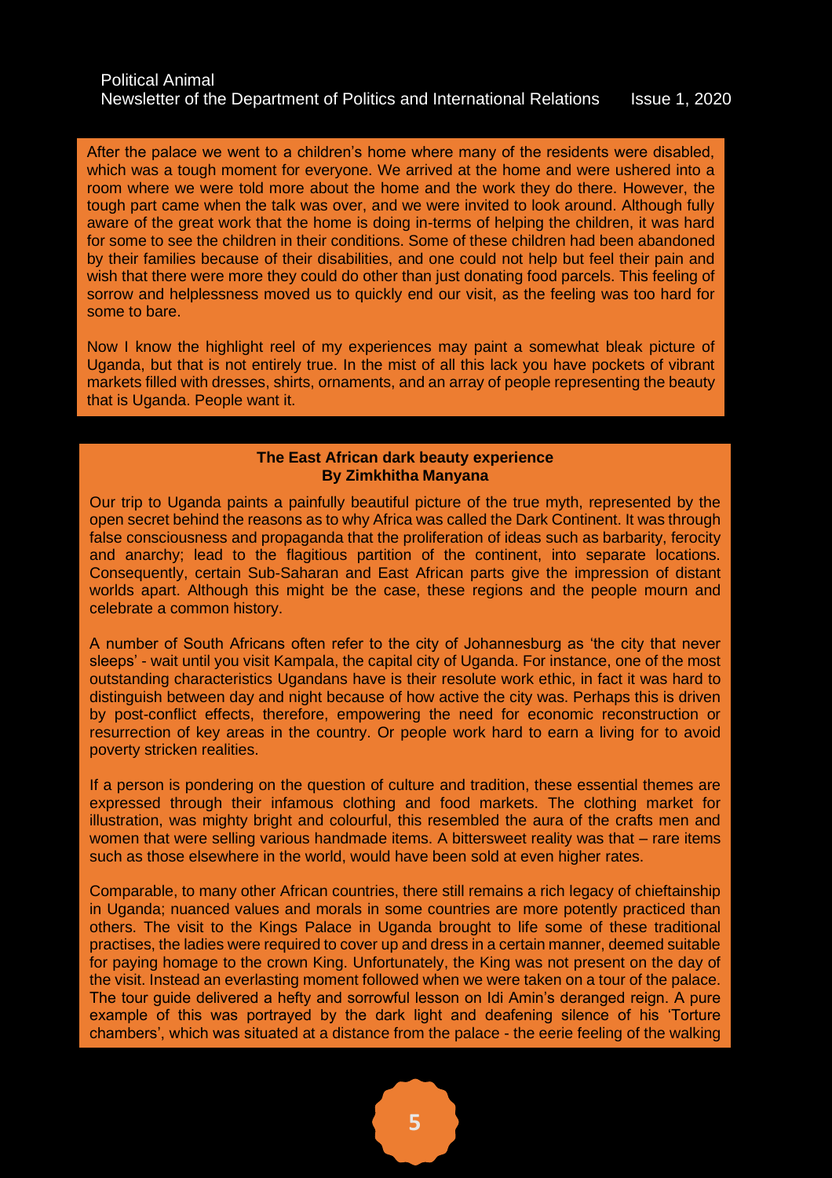After the palace we went to a children's home where many of the residents were disabled, which was a tough moment for everyone. We arrived at the home and were ushered into a room where we were told more about the home and the work they do there. However, the tough part came when the talk was over, and we were invited to look around. Although fully aware of the great work that the home is doing in-terms of helping the children, it was hard for some to see the children in their conditions. Some of these children had been abandoned by their families because of their disabilities, and one could not help but feel their pain and wish that there were more they could do other than just donating food parcels. This feeling of sorrow and helplessness moved us to quickly end our visit, as the feeling was too hard for some to bare.

Now I know the highlight reel of my experiences may paint a somewhat bleak picture of Uganda, but that is not entirely true. In the mist of all this lack you have pockets of vibrant markets filled with dresses, shirts, ornaments, and an array of people representing the beauty that is Uganda. People want it.

**The East African dark beauty experience**
**By Zimkhitha Manyana**

Our trip to Uganda paints a painfully beautiful picture of the true myth, represented by the open secret behind the reasons as to why Africa was called the Dark Continent. It was through false consciousness and propaganda that the proliferation of ideas such as barbarity, ferocity and anarchy; lead to the flagitious partition of the continent, into separate locations. Consequently, certain Sub-Saharan and East African parts give the impression of distant worlds apart. Although this might be the case, these regions and the people mourn and celebrate a common history.

A number of South Africans often refer to the city of Johannesburg as 'the city that never sleeps' - wait until you visit Kampala, the capital city of Uganda. For instance, one of the most outstanding characteristics Ugandans have is their resolute work ethic, in fact it was hard to distinguish between day and night because of how active the city was. Perhaps this is driven by post-conflict effects, therefore, empowering the need for economic reconstruction or resurrection of key areas in the country. Or people work hard to earn a living for to avoid poverty stricken realities.

If a person is pondering on the question of culture and tradition, these essential themes are expressed through their infamous clothing and food markets. The clothing market for illustration, was mighty bright and colourful, this resembled the aura of the crafts men and women that were selling various handmade items. A bittersweet reality was that – rare items such as those elsewhere in the world, would have been sold at even higher rates.

Comparable, to many other African countries, there still remains a rich legacy of chieftainship in Uganda; nuanced values and morals in some countries are more potently practiced than others. The visit to the Kings Palace in Uganda brought to life some of these traditional practises, the ladies were required to cover up and dress in a certain manner, deemed suitable for paying homage to the crown King. Unfortunately, the King was not present on the day of the visit. Instead an everlasting moment followed when we were taken on a tour of the palace. The tour guide delivered a hefty and sorrowful lesson on Idi Amin's deranged reign. A pure example of this was portrayed by the dark light and deafening silence of his 'Torture chambers', which was situated at a distance from the palace - the eerie feeling of the walking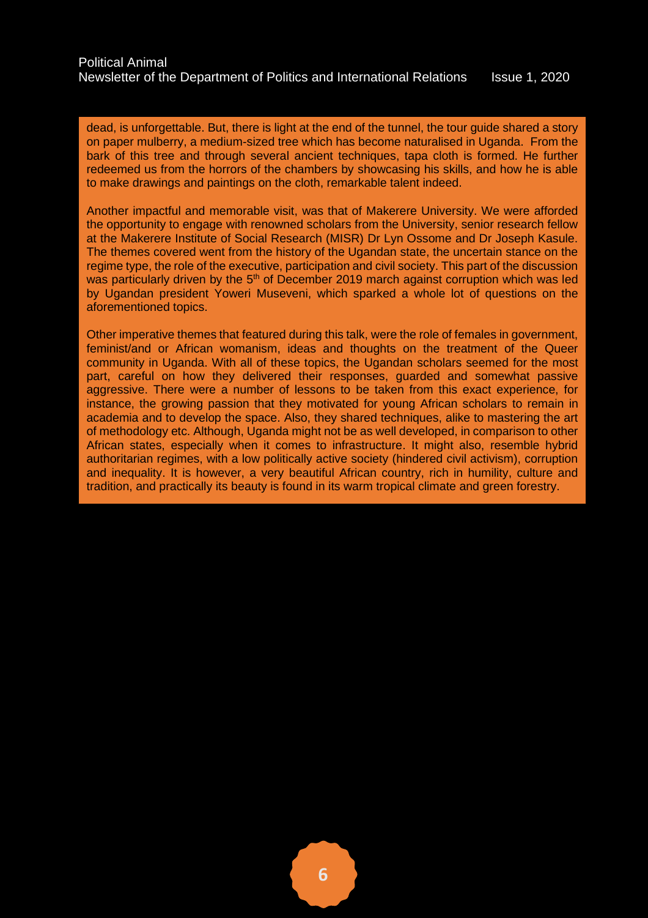dead, is unforgettable. But, there is light at the end of the tunnel, the tour guide shared a story on paper mulberry, a medium-sized tree which has become naturalised in Uganda. From the bark of this tree and through several ancient techniques, tapa cloth is formed. He further redeemed us from the horrors of the chambers by showcasing his skills, and how he is able to make drawings and paintings on the cloth, remarkable talent indeed.

Another impactful and memorable visit, was that of Makerere University. We were afforded the opportunity to engage with renowned scholars from the University, senior research fellow at the Makerere Institute of Social Research (MISR) Dr Lyn Ossome and Dr Joseph Kasule. The themes covered went from the history of the Ugandan state, the uncertain stance on the regime type, the role of the executive, participation and civil society. This part of the discussion was particularly driven by the 5th of December 2019 march against corruption which was led by Ugandan president Yoweri Museveni, which sparked a whole lot of questions on the aforementioned topics.

Other imperative themes that featured during this talk, were the role of females in government, feminist/and or African womanism, ideas and thoughts on the treatment of the Queer community in Uganda. With all of these topics, the Ugandan scholars seemed for the most part, careful on how they delivered their responses, guarded and somewhat passive aggressive. There were a number of lessons to be taken from this exact experience, for instance, the growing passion that they motivated for young African scholars to remain in academia and to develop the space. Also, they shared techniques, alike to mastering the art of methodology etc. Although, Uganda might not be as well developed, in comparison to other African states, especially when it comes to infrastructure. It might also, resemble hybrid authoritarian regimes, with a low politically active society (hindered civil activism), corruption and inequality. It is however, a very beautiful African country, rich in humility, culture and tradition, and practically its beauty is found in its warm tropical climate and green forestry.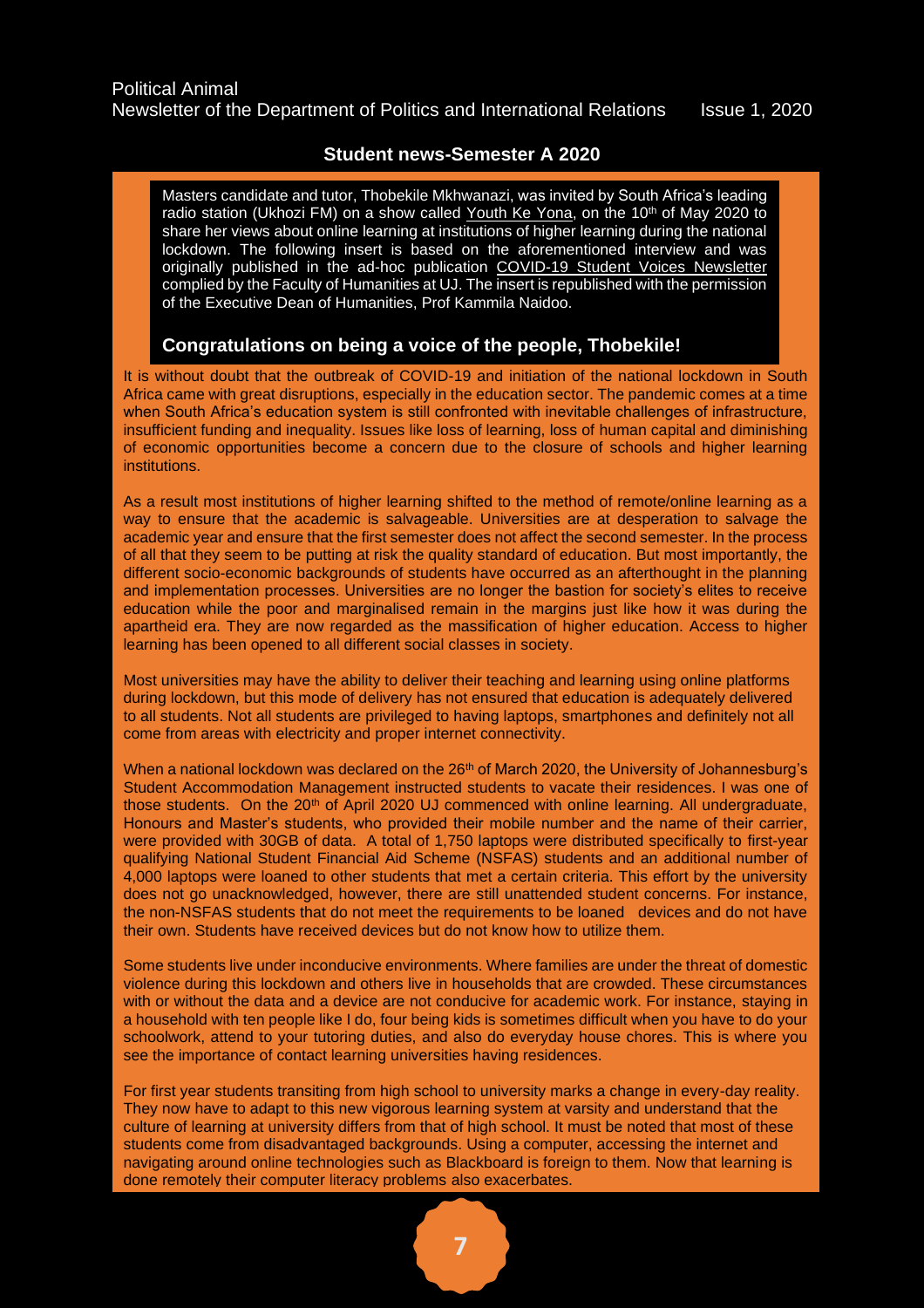## Student news-Semester A 2020

Masters candidate and tutor, Thobekile Mkhwanazi, was invited by South Africa's leading radio station (Ukhozi FM) on a show called Youth Ke Yona, on the 10th of May 2020 to share her views about online learning at institutions of higher learning during the national lockdown. The following insert is based on the aforementioned interview and was originally published in the ad-hoc publication COVID-19 Student Voices Newsletter complied by the Faculty of Humanities at UJ. The insert is republished with the permission of the Executive Dean of Humanities, Prof Kammila Naidoo.

### Congratulations on being a voice of the people, Thobekile!

It is without doubt that the outbreak of COVID-19 and initiation of the national lockdown in South Africa came with great disruptions, especially in the education sector. The pandemic comes at a time when South Africa's education system is still confronted with inevitable challenges of infrastructure, insufficient funding and inequality. Issues like loss of learning, loss of human capital and diminishing of economic opportunities become a concern due to the closure of schools and higher learning institutions.

As a result most institutions of higher learning shifted to the method of remote/online learning as a way to ensure that the academic is salvageable. Universities are at desperation to salvage the academic year and ensure that the first semester does not affect the second semester. In the process of all that they seem to be putting at risk the quality standard of education. But most importantly, the different socio-economic backgrounds of students have occurred as an afterthought in the planning and implementation processes. Universities are no longer the bastion for society's elites to receive education while the poor and marginalised remain in the margins just like how it was during the apartheid era. They are now regarded as the massification of higher education. Access to higher learning has been opened to all different social classes in society.

Most universities may have the ability to deliver their teaching and learning using online platforms during lockdown, but this mode of delivery has not ensured that education is adequately delivered to all students. Not all students are privileged to having laptops, smartphones and definitely not all come from areas with electricity and proper internet connectivity.

When a national lockdown was declared on the 26th of March 2020, the University of Johannesburg's Student Accommodation Management instructed students to vacate their residences. I was one of those students. On the 20th of April 2020 UJ commenced with online learning. All undergraduate, Honours and Master's students, who provided their mobile number and the name of their carrier, were provided with 30GB of data. A total of 1,750 laptops were distributed specifically to first-year qualifying National Student Financial Aid Scheme (NSFAS) students and an additional number of 4,000 laptops were loaned to other students that met a certain criteria. This effort by the university does not go unacknowledged, however, there are still unattended student concerns. For instance, the non-NSFAS students that do not meet the requirements to be loaned devices and do not have their own. Students have received devices but do not know how to utilize them.

Some students live under inconducive environments. Where families are under the threat of domestic violence during this lockdown and others live in households that are crowded. These circumstances with or without the data and a device are not conducive for academic work. For instance, staying in a household with ten people like I do, four being kids is sometimes difficult when you have to do your schoolwork, attend to your tutoring duties, and also do everyday house chores. This is where you see the importance of contact learning universities having residences.

For first year students transiting from high school to university marks a change in every-day reality. They now have to adapt to this new vigorous learning system at varsity and understand that the culture of learning at university differs from that of high school. It must be noted that most of these students come from disadvantaged backgrounds. Using a computer, accessing the internet and navigating around online technologies such as Blackboard is foreign to them. Now that learning is done remotely their computer literacy problems also exacerbates.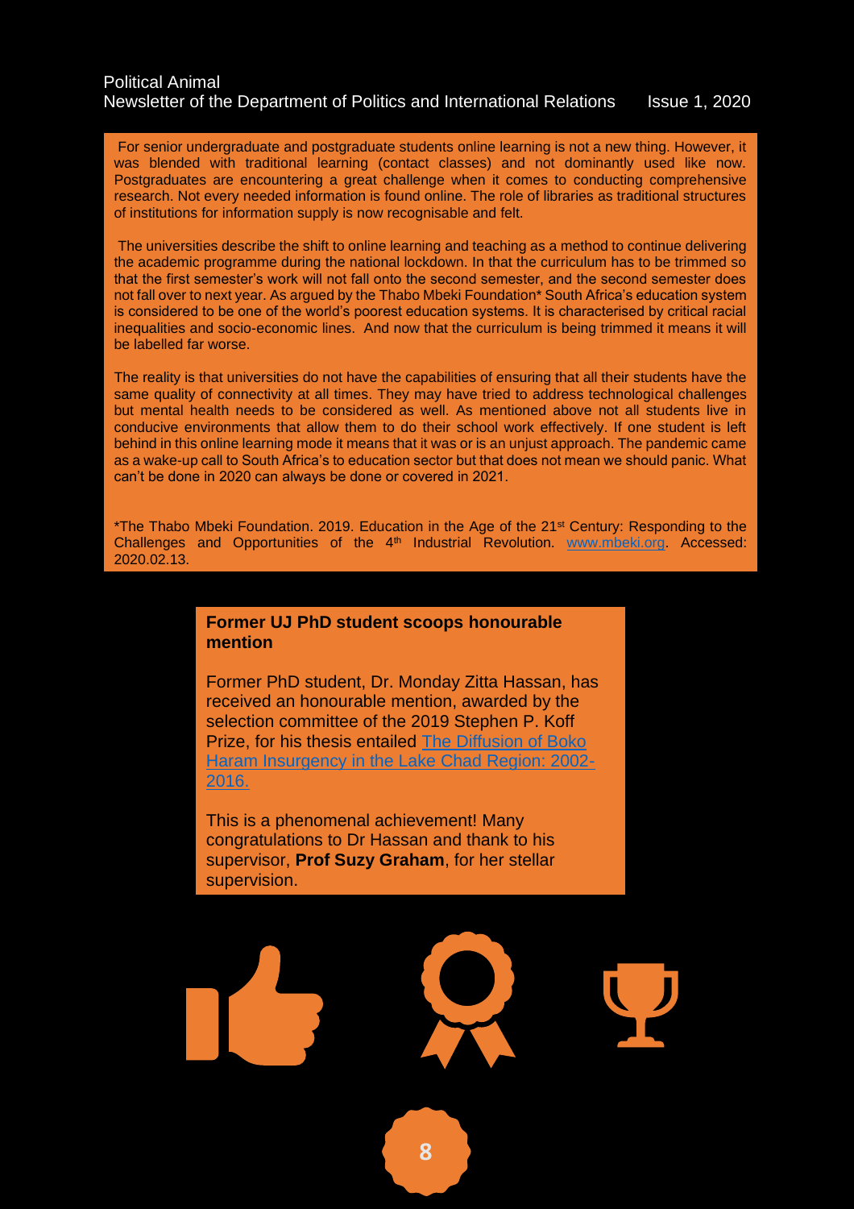For senior undergraduate and postgraduate students online learning is not a new thing. However, it was blended with traditional learning (contact classes) and not dominantly used like now. Postgraduates are encountering a great challenge when it comes to conducting comprehensive research. Not every needed information is found online. The role of libraries as traditional structures of institutions for information supply is now recognisable and felt.

The universities describe the shift to online learning and teaching as a method to continue delivering the academic programme during the national lockdown. In that the curriculum has to be trimmed so that the first semester's work will not fall onto the second semester, and the second semester does not fall over to next year. As argued by the Thabo Mbeki Foundation* South Africa's education system is considered to be one of the world's poorest education systems. It is characterised by critical racial inequalities and socio-economic lines. And now that the curriculum is being trimmed it means it will be labelled far worse.

The reality is that universities do not have the capabilities of ensuring that all their students have the same quality of connectivity at all times. They may have tried to address technological challenges but mental health needs to be considered as well. As mentioned above not all students live in conducive environments that allow them to do their school work effectively. If one student is left behind in this online learning mode it means that it was or is an unjust approach. The pandemic came as a wake-up call to South Africa's to education sector but that does not mean we should panic. What can't be done in 2020 can always be done or covered in 2021.

*The Thabo Mbeki Foundation. 2019. Education in the Age of the 21st Century: Responding to the Challenges and Opportunities of the 4th Industrial Revolution. www.mbeki.org. Accessed: 2020.02.13.

## Former UJ PhD student scoops honourable mention

Former PhD student, Dr. Monday Zitta Hassan, has received an honourable mention, awarded by the selection committee of the 2019 Stephen P. Koff Prize, for his thesis entailed The Diffusion of Boko Haram Insurgency in the Lake Chad Region: 2002-2016.

This is a phenomenal achievement! Many congratulations to Dr Hassan and thank to his supervisor, **Prof Suzy Graham**, for her stellar supervision.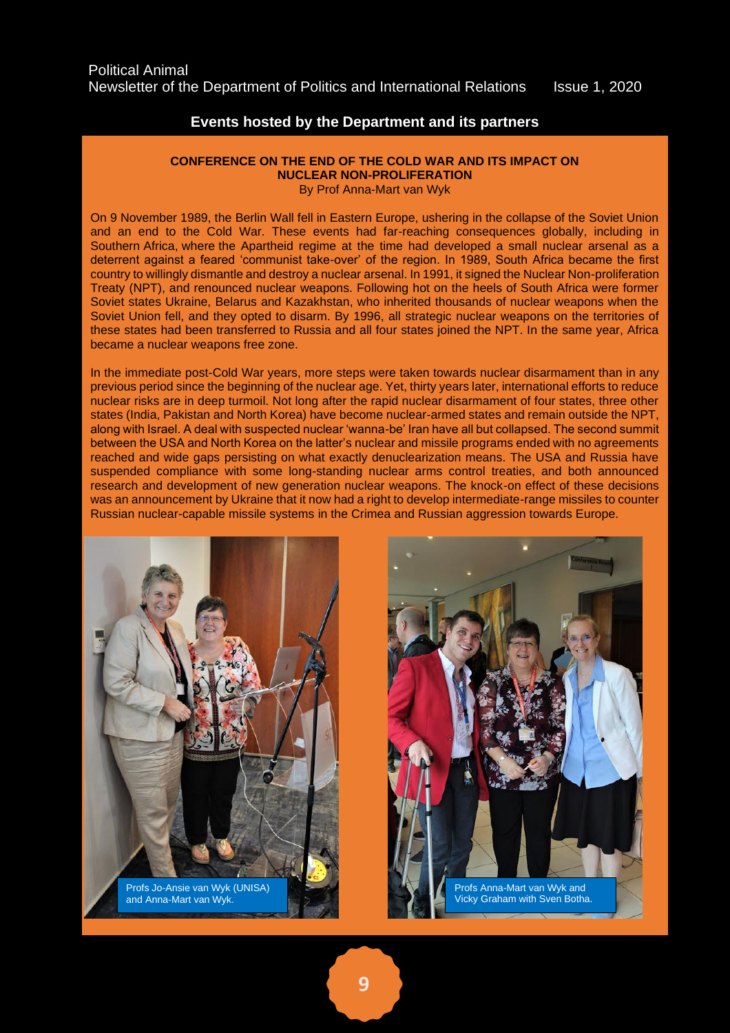## Events hosted by the Department and its partners

### CONFERENCE ON THE END OF THE COLD WAR AND ITS IMPACT ON NUCLEAR NON-PROLIFERATION

By Prof Anna-Mart van Wyk

On 9 November 1989, the Berlin Wall fell in Eastern Europe, ushering in the collapse of the Soviet Union and an end to the Cold War. These events had far-reaching consequences globally, including in Southern Africa, where the Apartheid regime at the time had developed a small nuclear arsenal as a deterrent against a feared 'communist take-over' of the region. In 1989, South Africa became the first country to willingly dismantle and destroy a nuclear arsenal. In 1991, it signed the Nuclear Non-proliferation Treaty (NPT), and renounced nuclear weapons. Following hot on the heels of South Africa were former Soviet states Ukraine, Belarus and Kazakhstan, who inherited thousands of nuclear weapons when the Soviet Union fell, and they opted to disarm. By 1996, all strategic nuclear weapons on the territories of these states had been transferred to Russia and all four states joined the NPT. In the same year, Africa became a nuclear weapons free zone.

In the immediate post-Cold War years, more steps were taken towards nuclear disarmament than in any previous period since the beginning of the nuclear age. Yet, thirty years later, international efforts to reduce nuclear risks are in deep turmoil. Not long after the rapid nuclear disarmament of four states, three other states (India, Pakistan and North Korea) have become nuclear-armed states and remain outside the NPT, along with Israel. A deal with suspected nuclear 'wanna-be' Iran have all but collapsed. The second summit between the USA and North Korea on the latter's nuclear and missile programs ended with no agreements reached and wide gaps persisting on what exactly denuclearization means. The USA and Russia have suspended compliance with some long-standing nuclear arms control treaties, and both announced research and development of new generation nuclear weapons. The knock-on effect of these decisions was an announcement by Ukraine that it now had a right to develop intermediate-range missiles to counter Russian nuclear-capable missile systems in the Crimea and Russian aggression towards Europe.

Profs Jo-Ansie van Wyk (UNISA) and Anna-Mart van Wyk.

Profs Anna-Mart van Wyk and Vicky Graham with Sven Botha.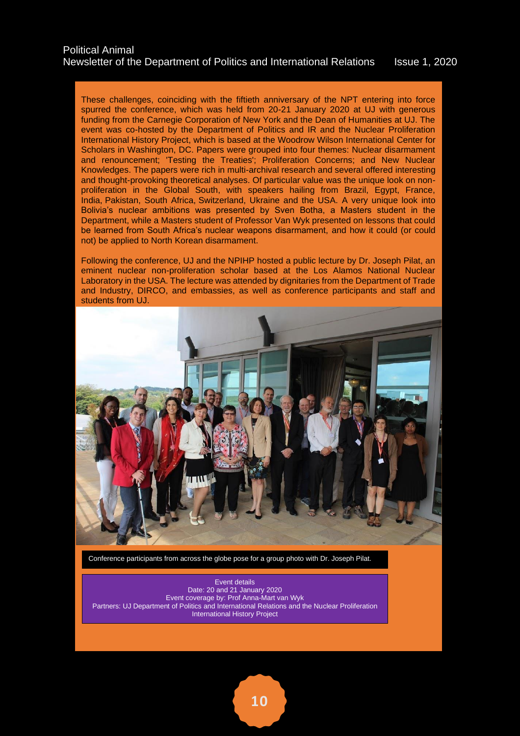These challenges, coinciding with the fiftieth anniversary of the NPT entering into force spurred the conference, which was held from 20-21 January 2020 at UJ with generous funding from the Carnegie Corporation of New York and the Dean of Humanities at UJ. The event was co-hosted by the Department of Politics and IR and the Nuclear Proliferation International History Project, which is based at the Woodrow Wilson International Center for Scholars in Washington, DC. Papers were grouped into four themes: Nuclear disarmament and renouncement; 'Testing the Treaties'; Proliferation Concerns; and New Nuclear Knowledges. The papers were rich in multi-archival research and several offered interesting and thought-provoking theoretical analyses. Of particular value was the unique look on non-proliferation in the Global South, with speakers hailing from Brazil, Egypt, France, India, Pakistan, South Africa, Switzerland, Ukraine and the USA. A very unique look into Bolivia's nuclear ambitions was presented by Sven Botha, a Masters student in the Department, while a Masters student of Professor Van Wyk presented on lessons that could be learned from South Africa's nuclear weapons disarmament, and how it could (or could not) be applied to North Korean disarmament.

Following the conference, UJ and the NPIHP hosted a public lecture by Dr. Joseph Pilat, an eminent nuclear non-proliferation scholar based at the Los Alamos National Nuclear Laboratory in the USA. The lecture was attended by dignitaries from the Department of Trade and Industry, DIRCO, and embassies, as well as conference participants and staff and students from UJ.

Conference participants from across the globe pose for a group photo with Dr. Joseph Pilat.

Event details
Date: 20 and 21 January 2020
Event coverage by: Prof Anna-Mart van Wyk
Partners: UJ Department of Politics and International Relations and the Nuclear Proliferation International History Project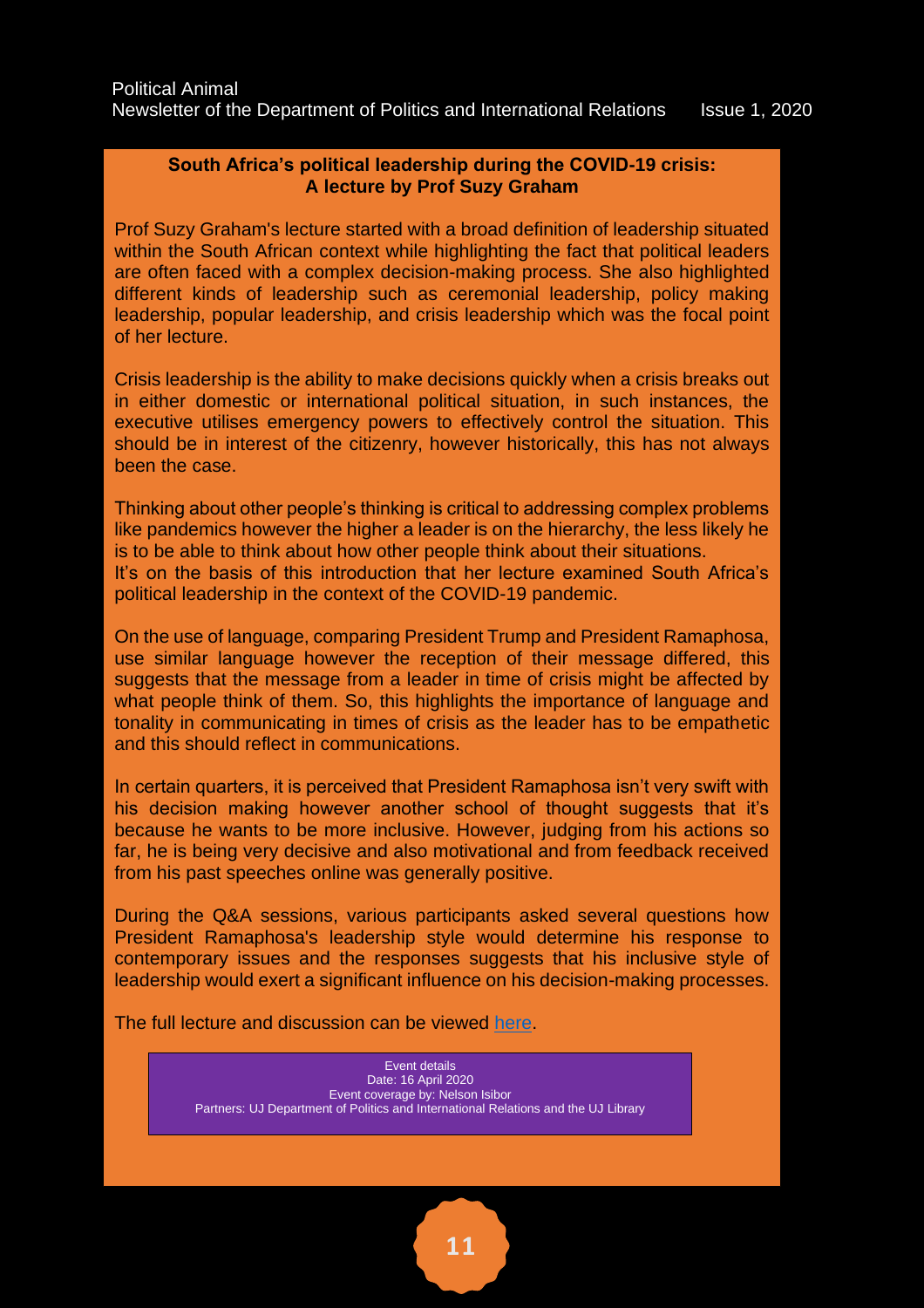## South Africa's political leadership during the COVID-19 crisis: A lecture by Prof Suzy Graham

Prof Suzy Graham's lecture started with a broad definition of leadership situated within the South African context while highlighting the fact that political leaders are often faced with a complex decision-making process. She also highlighted different kinds of leadership such as ceremonial leadership, policy making leadership, popular leadership, and crisis leadership which was the focal point of her lecture.

Crisis leadership is the ability to make decisions quickly when a crisis breaks out in either domestic or international political situation, in such instances, the executive utilises emergency powers to effectively control the situation. This should be in interest of the citizenry, however historically, this has not always been the case.

Thinking about other people's thinking is critical to addressing complex problems like pandemics however the higher a leader is on the hierarchy, the less likely he is to be able to think about how other people think about their situations.
It's on the basis of this introduction that her lecture examined South Africa's political leadership in the context of the COVID-19 pandemic.

On the use of language, comparing President Trump and President Ramaphosa, use similar language however the reception of their message differed, this suggests that the message from a leader in time of crisis might be affected by what people think of them. So, this highlights the importance of language and tonality in communicating in times of crisis as the leader has to be empathetic and this should reflect in communications.

In certain quarters, it is perceived that President Ramaphosa isn't very swift with his decision making however another school of thought suggests that it's because he wants to be more inclusive. However, judging from his actions so far, he is being very decisive and also motivational and from feedback received from his past speeches online was generally positive.

During the Q&A sessions, various participants asked several questions how President Ramaphosa's leadership style would determine his response to contemporary issues and the responses suggests that his inclusive style of leadership would exert a significant influence on his decision-making processes.

The full lecture and discussion can be viewed here.

Event details
Date: 16 April 2020
Event coverage by: Nelson Isibor
Partners: UJ Department of Politics and International Relations and the UJ Library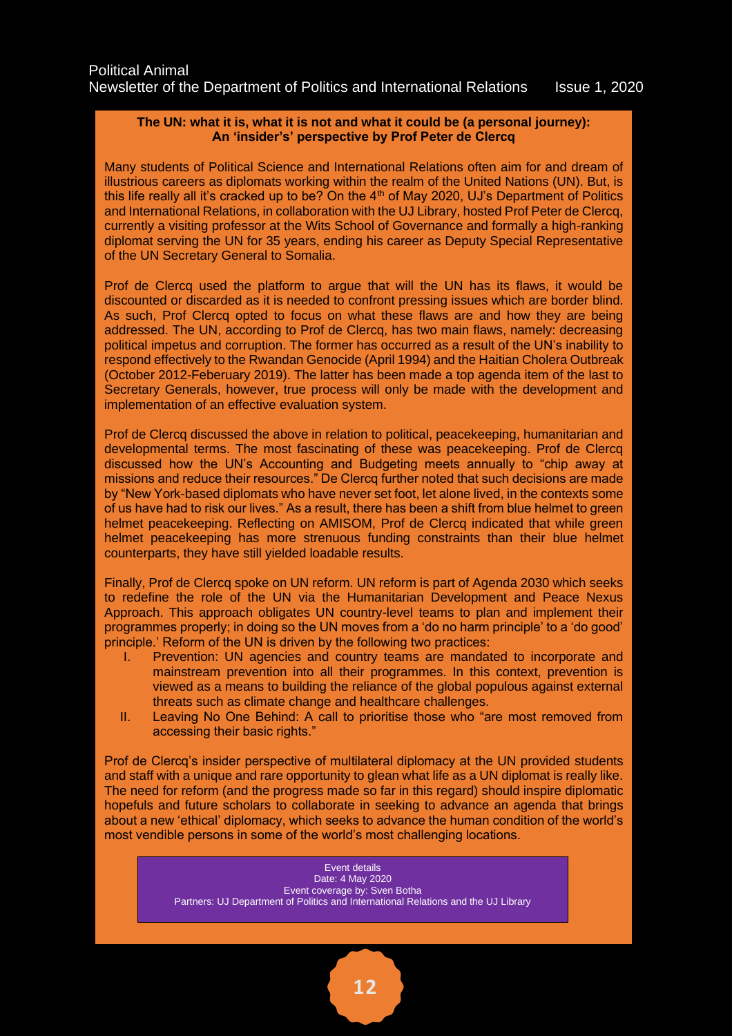**The UN: what it is, what it is not and what it could be (a personal journey): An 'insider's' perspective by Prof Peter de Clercq**

Many students of Political Science and International Relations often aim for and dream of illustrious careers as diplomats working within the realm of the United Nations (UN). But, is this life really all it's cracked up to be? On the 4th of May 2020, UJ's Department of Politics and International Relations, in collaboration with the UJ Library, hosted Prof Peter de Clercq, currently a visiting professor at the Wits School of Governance and formally a high-ranking diplomat serving the UN for 35 years, ending his career as Deputy Special Representative of the UN Secretary General to Somalia.

Prof de Clercq used the platform to argue that will the UN has its flaws, it would be discounted or discarded as it is needed to confront pressing issues which are border blind. As such, Prof Clercq opted to focus on what these flaws are and how they are being addressed. The UN, according to Prof de Clercq, has two main flaws, namely: decreasing political impetus and corruption. The former has occurred as a result of the UN's inability to respond effectively to the Rwandan Genocide (April 1994) and the Haitian Cholera Outbreak (October 2012-Feberuary 2019). The latter has been made a top agenda item of the last to Secretary Generals, however, true process will only be made with the development and implementation of an effective evaluation system.

Prof de Clercq discussed the above in relation to political, peacekeeping, humanitarian and developmental terms. The most fascinating of these was peacekeeping. Prof de Clercq discussed how the UN's Accounting and Budgeting meets annually to "chip away at missions and reduce their resources." De Clercq further noted that such decisions are made by "New York-based diplomats who have never set foot, let alone lived, in the contexts some of us have had to risk our lives." As a result, there has been a shift from blue helmet to green helmet peacekeeping. Reflecting on AMISOM, Prof de Clercq indicated that while green helmet peacekeeping has more strenuous funding constraints than their blue helmet counterparts, they have still yielded loadable results.

Finally, Prof de Clercq spoke on UN reform. UN reform is part of Agenda 2030 which seeks to redefine the role of the UN via the Humanitarian Development and Peace Nexus Approach. This approach obligates UN country-level teams to plan and implement their programmes properly; in doing so the UN moves from a 'do no harm principle' to a 'do good' principle.' Reform of the UN is driven by the following two practices:

I. Prevention: UN agencies and country teams are mandated to incorporate and mainstream prevention into all their programmes. In this context, prevention is viewed as a means to building the reliance of the global populous against external threats such as climate change and healthcare challenges.

II. Leaving No One Behind: A call to prioritise those who "are most removed from accessing their basic rights."

Prof de Clercq's insider perspective of multilateral diplomacy at the UN provided students and staff with a unique and rare opportunity to glean what life as a UN diplomat is really like. The need for reform (and the progress made so far in this regard) should inspire diplomatic hopefuls and future scholars to collaborate in seeking to advance an agenda that brings about a new 'ethical' diplomacy, which seeks to advance the human condition of the world's most vendible persons in some of the world's most challenging locations.

Event details
Date: 4 May 2020
Event coverage by: Sven Botha
Partners: UJ Department of Politics and International Relations and the UJ Library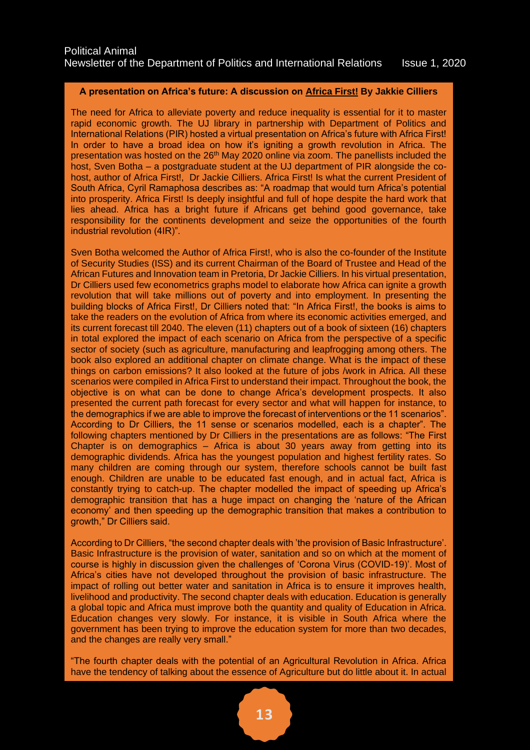**A presentation on Africa's future: A discussion on Africa First! By Jakkie Cilliers**

The need for Africa to alleviate poverty and reduce inequality is essential for it to master rapid economic growth. The UJ library in partnership with Department of Politics and International Relations (PIR) hosted a virtual presentation on Africa's future with Africa First! In order to have a broad idea on how it's igniting a growth revolution in Africa. The presentation was hosted on the 26th May 2020 online via zoom. The panellists included the host, Sven Botha – a postgraduate student at the UJ department of PIR alongside the co-host, author of Africa First!, Dr Jackie Cilliers. Africa First! Is what the current President of South Africa, Cyril Ramaphosa describes as: "A roadmap that would turn Africa's potential into prosperity. Africa First! Is deeply insightful and full of hope despite the hard work that lies ahead. Africa has a bright future if Africans get behind good governance, take responsibility for the continents development and seize the opportunities of the fourth industrial revolution (4IR)".

Sven Botha welcomed the Author of Africa First!, who is also the co-founder of the Institute of Security Studies (ISS) and its current Chairman of the Board of Trustee and Head of the African Futures and Innovation team in Pretoria, Dr Jackie Cilliers. In his virtual presentation, Dr Cilliers used few econometrics graphs model to elaborate how Africa can ignite a growth revolution that will take millions out of poverty and into employment. In presenting the building blocks of Africa First!, Dr Cilliers noted that: "In Africa First!, the books is aims to take the readers on the evolution of Africa from where its economic activities emerged, and its current forecast till 2040. The eleven (11) chapters out of a book of sixteen (16) chapters in total explored the impact of each scenario on Africa from the perspective of a specific sector of society (such as agriculture, manufacturing and leapfrogging among others. The book also explored an additional chapter on climate change. What is the impact of these things on carbon emissions? It also looked at the future of jobs /work in Africa. All these scenarios were compiled in Africa First to understand their impact. Throughout the book, the objective is on what can be done to change Africa's development prospects. It also presented the current path forecast for every sector and what will happen for instance, to the demographics if we are able to improve the forecast of interventions or the 11 scenarios". According to Dr Cilliers, the 11 sense or scenarios modelled, each is a chapter". The following chapters mentioned by Dr Cilliers in the presentations are as follows: "The First Chapter is on demographics – Africa is about 30 years away from getting into its demographic dividends. Africa has the youngest population and highest fertility rates. So many children are coming through our system, therefore schools cannot be built fast enough. Children are unable to be educated fast enough, and in actual fact, Africa is constantly trying to catch-up. The chapter modelled the impact of speeding up Africa's demographic transition that has a huge impact on changing the 'nature of the African economy' and then speeding up the demographic transition that makes a contribution to growth," Dr Cilliers said.

According to Dr Cilliers, "the second chapter deals with 'the provision of Basic Infrastructure'. Basic Infrastructure is the provision of water, sanitation and so on which at the moment of course is highly in discussion given the challenges of 'Corona Virus (COVID-19)'. Most of Africa's cities have not developed throughout the provision of basic infrastructure. The impact of rolling out better water and sanitation in Africa is to ensure it improves health, livelihood and productivity. The second chapter deals with education. Education is generally a global topic and Africa must improve both the quantity and quality of Education in Africa. Education changes very slowly. For instance, it is visible in South Africa where the government has been trying to improve the education system for more than two decades, and the changes are really very small."

"The fourth chapter deals with the potential of an Agricultural Revolution in Africa. Africa have the tendency of talking about the essence of Agriculture but do little about it. In actual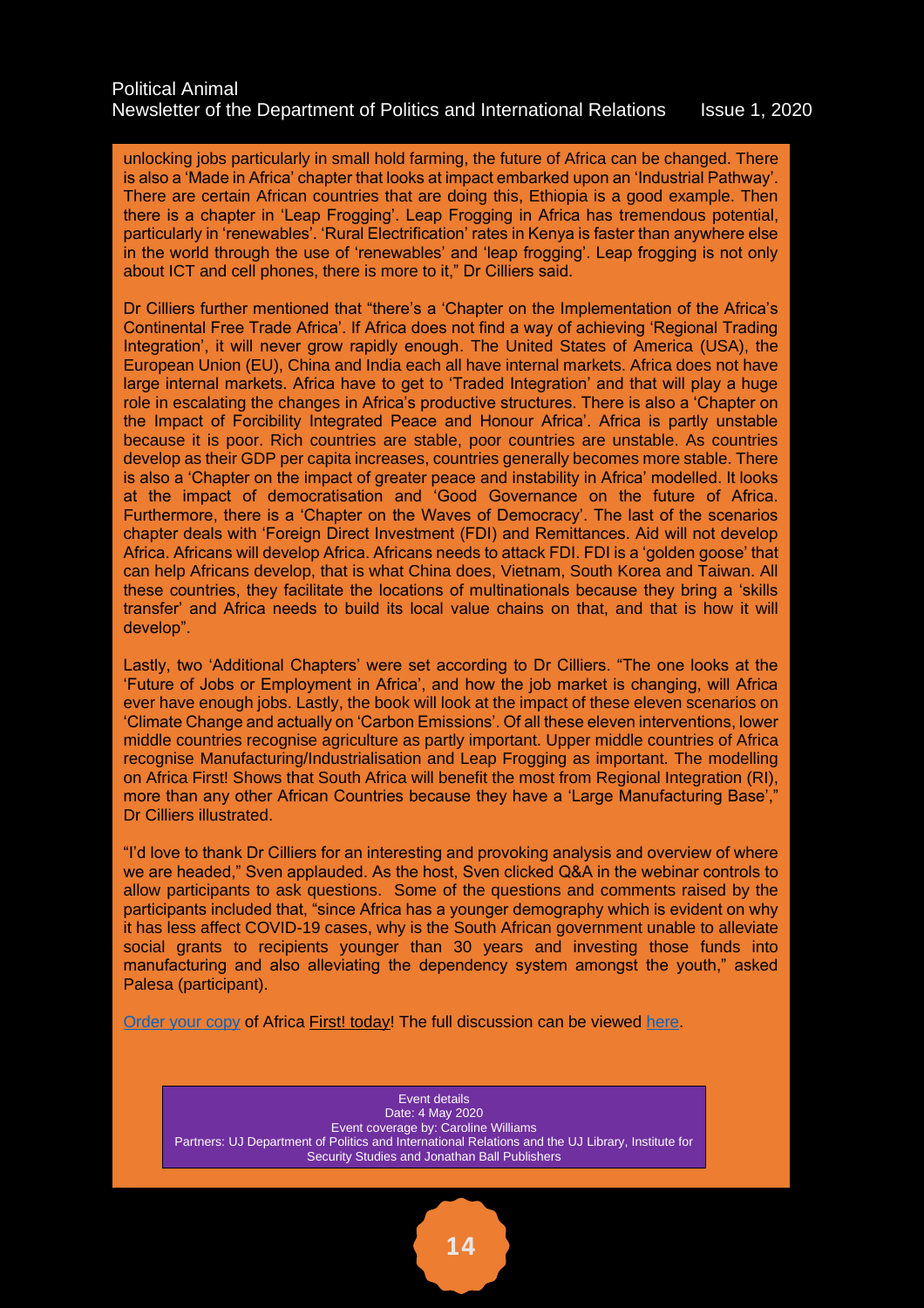unlocking jobs particularly in small hold farming, the future of Africa can be changed. There is also a 'Made in Africa' chapter that looks at impact embarked upon an 'Industrial Pathway'. There are certain African countries that are doing this, Ethiopia is a good example. Then there is a chapter in 'Leap Frogging'. Leap Frogging in Africa has tremendous potential, particularly in 'renewables'. 'Rural Electrification' rates in Kenya is faster than anywhere else in the world through the use of 'renewables' and 'leap frogging'. Leap frogging is not only about ICT and cell phones, there is more to it," Dr Cilliers said.

Dr Cilliers further mentioned that "there's a 'Chapter on the Implementation of the Africa's Continental Free Trade Africa'. If Africa does not find a way of achieving 'Regional Trading Integration', it will never grow rapidly enough. The United States of America (USA), the European Union (EU), China and India each all have internal markets. Africa does not have large internal markets. Africa have to get to 'Traded Integration' and that will play a huge role in escalating the changes in Africa's productive structures. There is also a 'Chapter on the Impact of Forcibility Integrated Peace and Honour Africa'. Africa is partly unstable because it is poor. Rich countries are stable, poor countries are unstable. As countries develop as their GDP per capita increases, countries generally becomes more stable. There is also a 'Chapter on the impact of greater peace and instability in Africa' modelled. It looks at the impact of democratisation and 'Good Governance on the future of Africa. Furthermore, there is a 'Chapter on the Waves of Democracy'. The last of the scenarios chapter deals with 'Foreign Direct Investment (FDI) and Remittances. Aid will not develop Africa. Africans will develop Africa. Africans needs to attack FDI. FDI is a 'golden goose' that can help Africans develop, that is what China does, Vietnam, South Korea and Taiwan. All these countries, they facilitate the locations of multinationals because they bring a 'skills transfer' and Africa needs to build its local value chains on that, and that is how it will develop".

Lastly, two 'Additional Chapters' were set according to Dr Cilliers. "The one looks at the 'Future of Jobs or Employment in Africa', and how the job market is changing, will Africa ever have enough jobs. Lastly, the book will look at the impact of these eleven scenarios on 'Climate Change and actually on 'Carbon Emissions'. Of all these eleven interventions, lower middle countries recognise agriculture as partly important. Upper middle countries of Africa recognise Manufacturing/Industrialisation and Leap Frogging as important. The modelling on Africa First! Shows that South Africa will benefit the most from Regional Integration (RI), more than any other African Countries because they have a 'Large Manufacturing Base'," Dr Cilliers illustrated.

"I'd love to thank Dr Cilliers for an interesting and provoking analysis and overview of where we are headed," Sven applauded. As the host, Sven clicked Q&A in the webinar controls to allow participants to ask questions. Some of the questions and comments raised by the participants included that, "since Africa has a younger demography which is evident on why it has less affect COVID-19 cases, why is the South African government unable to alleviate social grants to recipients younger than 30 years and investing those funds into manufacturing and also alleviating the dependency system amongst the youth," asked Palesa (participant).

Order your copy of Africa First! today! The full discussion can be viewed here.

Event details
Date: 4 May 2020
Event coverage by: Caroline Williams
Partners: UJ Department of Politics and International Relations and the UJ Library, Institute for Security Studies and Jonathan Ball Publishers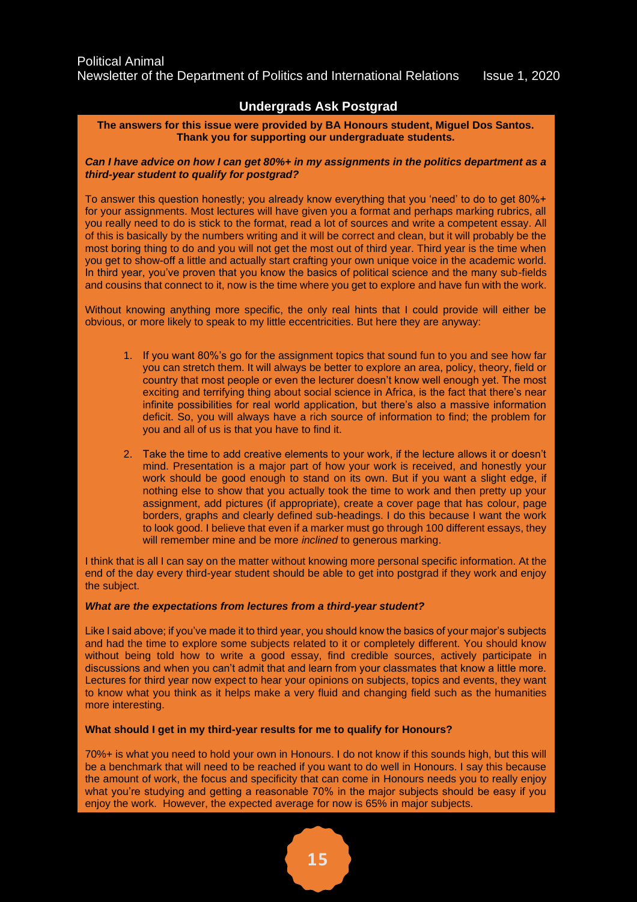## Undergrads Ask Postgrad

**The answers for this issue were provided by BA Honours student, Miguel Dos Santos. Thank you for supporting our undergraduate students.**

***Can I have advice on how I can get 80%+ in my assignments in the politics department as a third-year student to qualify for postgrad?***

To answer this question honestly; you already know everything that you 'need' to do to get 80%+ for your assignments. Most lectures will have given you a format and perhaps marking rubrics, all you really need to do is stick to the format, read a lot of sources and write a competent essay. All of this is basically by the numbers writing and it will be correct and clean, but it will probably be the most boring thing to do and you will not get the most out of third year. Third year is the time when you get to show-off a little and actually start crafting your own unique voice in the academic world. In third year, you've proven that you know the basics of political science and the many sub-fields and cousins that connect to it, now is the time where you get to explore and have fun with the work.

Without knowing anything more specific, the only real hints that I could provide will either be obvious, or more likely to speak to my little eccentricities. But here they are anyway:

1. If you want 80%'s go for the assignment topics that sound fun to you and see how far you can stretch them. It will always be better to explore an area, policy, theory, field or country that most people or even the lecturer doesn't know well enough yet. The most exciting and terrifying thing about social science in Africa, is the fact that there's near infinite possibilities for real world application, but there's also a massive information deficit. So, you will always have a rich source of information to find; the problem for you and all of us is that you have to find it.

2. Take the time to add creative elements to your work, if the lecture allows it or doesn't mind. Presentation is a major part of how your work is received, and honestly your work should be good enough to stand on its own. But if you want a slight edge, if nothing else to show that you actually took the time to work and then pretty up your assignment, add pictures (if appropriate), create a cover page that has colour, page borders, graphs and clearly defined sub-headings. I do this because I want the work to look good. I believe that even if a marker must go through 100 different essays, they will remember mine and be more *inclined* to generous marking.

I think that is all I can say on the matter without knowing more personal specific information. At the end of the day every third-year student should be able to get into postgrad if they work and enjoy the subject.

***What are the expectations from lectures from a third-year student?***

Like I said above; if you've made it to third year, you should know the basics of your major's subjects and had the time to explore some subjects related to it or completely different. You should know without being told how to write a good essay, find credible sources, actively participate in discussions and when you can't admit that and learn from your classmates that know a little more. Lectures for third year now expect to hear your opinions on subjects, topics and events, they want to know what you think as it helps make a very fluid and changing field such as the humanities more interesting.

**What should I get in my third-year results for me to qualify for Honours?**

70%+ is what you need to hold your own in Honours. I do not know if this sounds high, but this will be a benchmark that will need to be reached if you want to do well in Honours. I say this because the amount of work, the focus and specificity that can come in Honours needs you to really enjoy what you're studying and getting a reasonable 70% in the major subjects should be easy if you enjoy the work. However, the expected average for now is 65% in major subjects.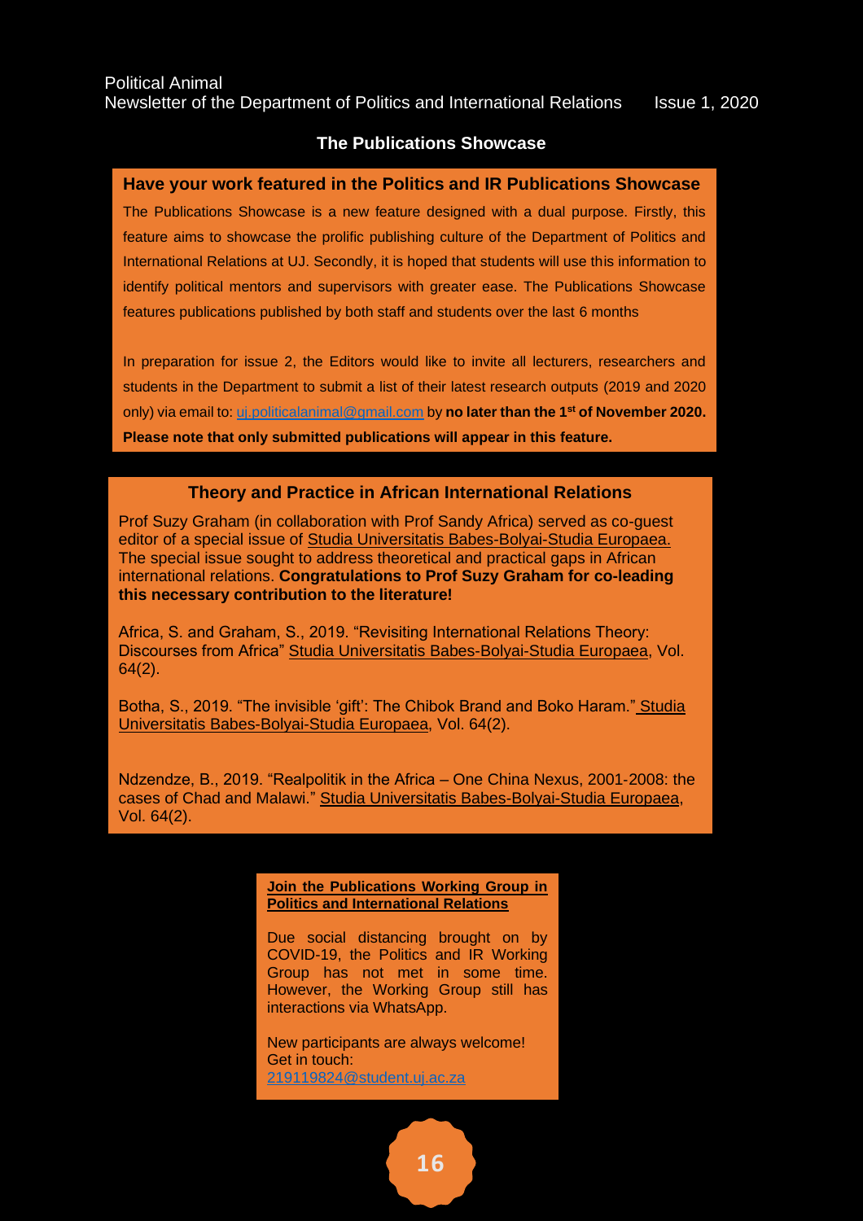## The Publications Showcase

### Have your work featured in the Politics and IR Publications Showcase

The Publications Showcase is a new feature designed with a dual purpose. Firstly, this feature aims to showcase the prolific publishing culture of the Department of Politics and International Relations at UJ. Secondly, it is hoped that students will use this information to identify political mentors and supervisors with greater ease. The Publications Showcase features publications published by both staff and students over the last 6 months

In preparation for issue 2, the Editors would like to invite all lecturers, researchers and students in the Department to submit a list of their latest research outputs (2019 and 2020 only) via email to: uj.politicalanimal@gmail.com by **no later than the 1st of November 2020. Please note that only submitted publications will appear in this feature.**

### Theory and Practice in African International Relations

Prof Suzy Graham (in collaboration with Prof Sandy Africa) served as co-guest editor of a special issue of Studia Universitatis Babes-Bolyai-Studia Europaea. The special issue sought to address theoretical and practical gaps in African international relations. **Congratulations to Prof Suzy Graham for co-leading this necessary contribution to the literature!**

Africa, S. and Graham, S., 2019. "Revisiting International Relations Theory: Discourses from Africa" Studia Universitatis Babes-Bolyai-Studia Europaea, Vol. 64(2).

Botha, S., 2019. "The invisible 'gift': The Chibok Brand and Boko Haram." Studia Universitatis Babes-Bolyai-Studia Europaea, Vol. 64(2).

Ndzendze, B., 2019. "Realpolitik in the Africa – One China Nexus, 2001-2008: the cases of Chad and Malawi." Studia Universitatis Babes-Bolyai-Studia Europaea, Vol. 64(2).

**Join the Publications Working Group in Politics and International Relations**

Due social distancing brought on by COVID-19, the Politics and IR Working Group has not met in some time. However, the Working Group still has interactions via WhatsApp.

New participants are always welcome! Get in touch: 219119824@student.uj.ac.za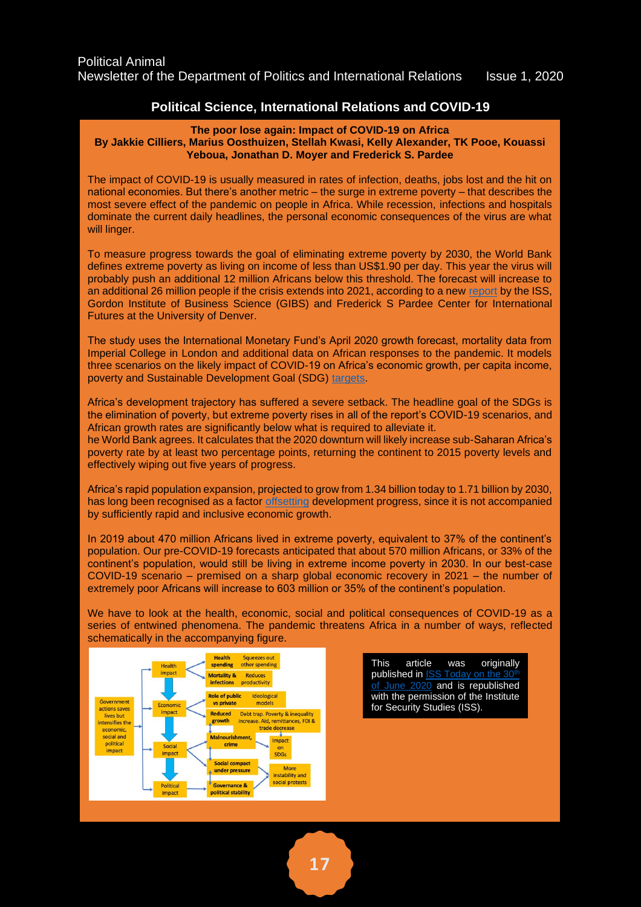## Political Science, International Relations and COVID-19

### The poor lose again: Impact of COVID-19 on Africa

**By Jakkie Cilliers, Marius Oosthuizen, Stellah Kwasi, Kelly Alexander, TK Pooe, Kouassi Yeboua, Jonathan D. Moyer and Frederick S. Pardee**

The impact of COVID-19 is usually measured in rates of infection, deaths, jobs lost and the hit on national economies. But there's another metric – the surge in extreme poverty – that describes the most severe effect of the pandemic on people in Africa. While recession, infections and hospitals dominate the current daily headlines, the personal economic consequences of the virus are what will linger.

To measure progress towards the goal of eliminating extreme poverty by 2030, the World Bank defines extreme poverty as living on income of less than US$1.90 per day. This year the virus will probably push an additional 12 million Africans below this threshold. The forecast will increase to an additional 26 million people if the crisis extends into 2021, according to a new report by the ISS, Gordon Institute of Business Science (GIBS) and Frederick S Pardee Center for International Futures at the University of Denver.

The study uses the International Monetary Fund's April 2020 growth forecast, mortality data from Imperial College in London and additional data on African responses to the pandemic. It models three scenarios on the likely impact of COVID-19 on Africa's economic growth, per capita income, poverty and Sustainable Development Goal (SDG) targets.

Africa's development trajectory has suffered a severe setback. The headline goal of the SDGs is the elimination of poverty, but extreme poverty rises in all of the report's COVID-19 scenarios, and African growth rates are significantly below what is required to alleviate it.
he World Bank agrees. It calculates that the 2020 downturn will likely increase sub-Saharan Africa's poverty rate by at least two percentage points, returning the continent to 2015 poverty levels and effectively wiping out five years of progress.

Africa's rapid population expansion, projected to grow from 1.34 billion today to 1.71 billion by 2030, has long been recognised as a factor offsetting development progress, since it is not accompanied by sufficiently rapid and inclusive economic growth.

In 2019 about 470 million Africans lived in extreme poverty, equivalent to 37% of the continent's population. Our pre-COVID-19 forecasts anticipated that about 570 million Africans, or 33% of the continent's population, would still be living in extreme income poverty in 2030. In our best-case COVID-19 scenario – premised on a sharp global economic recovery in 2021 – the number of extremely poor Africans will increase to 603 million or 35% of the continent's population.

We have to look at the health, economic, social and political consequences of COVID-19 as a series of entwined phenomena. The pandemic threatens Africa in a number of ways, reflected schematically in the accompanying figure.

Government actions saves lives but intensifies the economic, social and political impact
Health impact
Economic impact
Social impact
Political impact
Health spending — Squeezes out other spending
Mortality & infections — Reduces productivity
Role of public vs private — Ideological models
Reduced growth — Debt trap. Poverty & inequality increase. Aid, remittances, FDI & trade decrease
Malnourishment, crime
Impact on SDGs
Social compact under pressure
More instability and social protests
Governance & political stability

This article was originally published in ISS Today on the 30th of June 2020 and is republished with the permission of the Institute for Security Studies (ISS).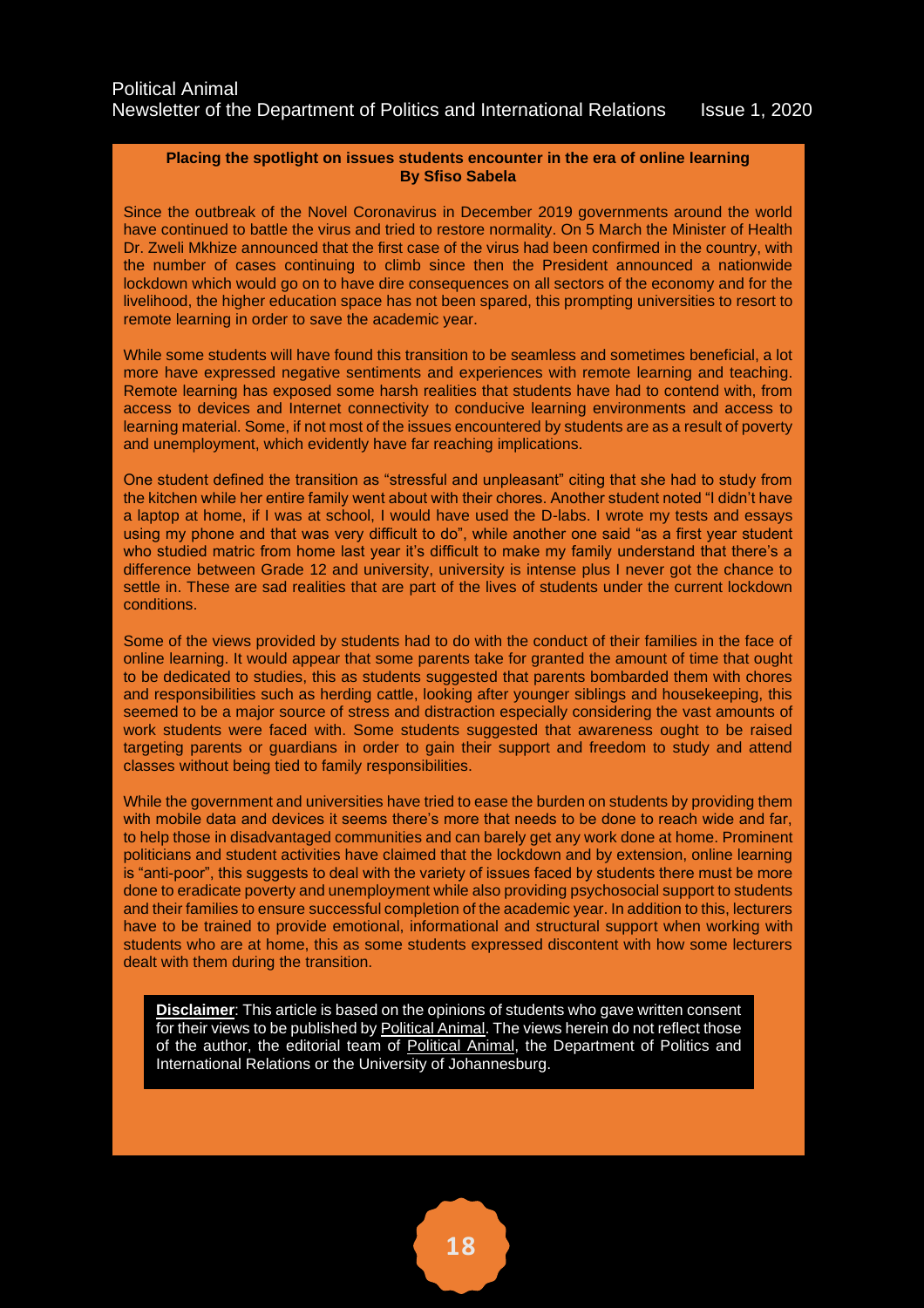**Placing the spotlight on issues students encounter in the era of online learning**
**By Sfiso Sabela**

Since the outbreak of the Novel Coronavirus in December 2019 governments around the world have continued to battle the virus and tried to restore normality. On 5 March the Minister of Health Dr. Zweli Mkhize announced that the first case of the virus had been confirmed in the country, with the number of cases continuing to climb since then the President announced a nationwide lockdown which would go on to have dire consequences on all sectors of the economy and for the livelihood, the higher education space has not been spared, this prompting universities to resort to remote learning in order to save the academic year.

While some students will have found this transition to be seamless and sometimes beneficial, a lot more have expressed negative sentiments and experiences with remote learning and teaching. Remote learning has exposed some harsh realities that students have had to contend with, from access to devices and Internet connectivity to conducive learning environments and access to learning material. Some, if not most of the issues encountered by students are as a result of poverty and unemployment, which evidently have far reaching implications.

One student defined the transition as "stressful and unpleasant" citing that she had to study from the kitchen while her entire family went about with their chores. Another student noted "I didn't have a laptop at home, if I was at school, I would have used the D-labs. I wrote my tests and essays using my phone and that was very difficult to do", while another one said "as a first year student who studied matric from home last year it's difficult to make my family understand that there's a difference between Grade 12 and university, university is intense plus I never got the chance to settle in. These are sad realities that are part of the lives of students under the current lockdown conditions.

Some of the views provided by students had to do with the conduct of their families in the face of online learning. It would appear that some parents take for granted the amount of time that ought to be dedicated to studies, this as students suggested that parents bombarded them with chores and responsibilities such as herding cattle, looking after younger siblings and housekeeping, this seemed to be a major source of stress and distraction especially considering the vast amounts of work students were faced with. Some students suggested that awareness ought to be raised targeting parents or guardians in order to gain their support and freedom to study and attend classes without being tied to family responsibilities.

While the government and universities have tried to ease the burden on students by providing them with mobile data and devices it seems there's more that needs to be done to reach wide and far, to help those in disadvantaged communities and can barely get any work done at home. Prominent politicians and student activities have claimed that the lockdown and by extension, online learning is "anti-poor", this suggests to deal with the variety of issues faced by students there must be more done to eradicate poverty and unemployment while also providing psychosocial support to students and their families to ensure successful completion of the academic year. In addition to this, lecturers have to be trained to provide emotional, informational and structural support when working with students who are at home, this as some students expressed discontent with how some lecturers dealt with them during the transition.

**Disclaimer**: This article is based on the opinions of students who gave written consent for their views to be published by Political Animal. The views herein do not reflect those of the author, the editorial team of Political Animal, the Department of Politics and International Relations or the University of Johannesburg.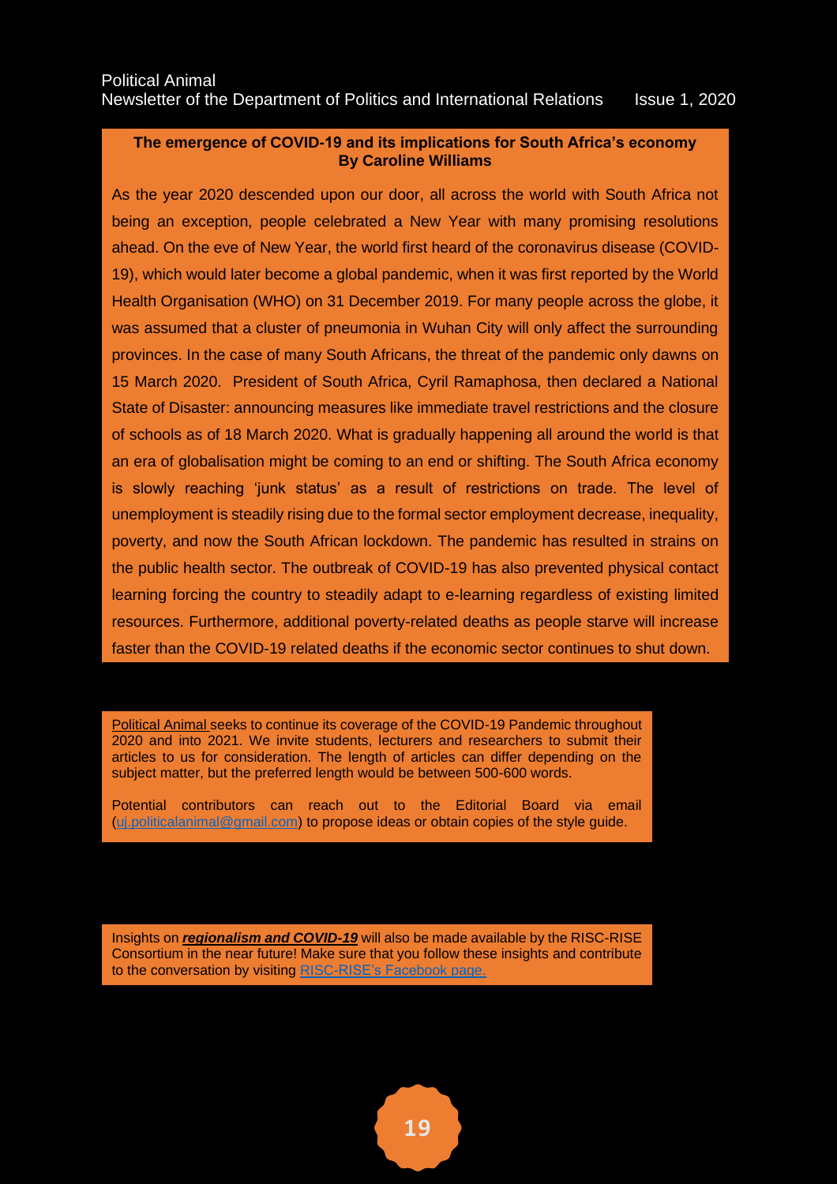**The emergence of COVID-19 and its implications for South Africa's economy**
**By Caroline Williams**

As the year 2020 descended upon our door, all across the world with South Africa not being an exception, people celebrated a New Year with many promising resolutions ahead. On the eve of New Year, the world first heard of the coronavirus disease (COVID-19), which would later become a global pandemic, when it was first reported by the World Health Organisation (WHO) on 31 December 2019. For many people across the globe, it was assumed that a cluster of pneumonia in Wuhan City will only affect the surrounding provinces. In the case of many South Africans, the threat of the pandemic only dawns on 15 March 2020. President of South Africa, Cyril Ramaphosa, then declared a National State of Disaster: announcing measures like immediate travel restrictions and the closure of schools as of 18 March 2020. What is gradually happening all around the world is that an era of globalisation might be coming to an end or shifting. The South Africa economy is slowly reaching 'junk status' as a result of restrictions on trade. The level of unemployment is steadily rising due to the formal sector employment decrease, inequality, poverty, and now the South African lockdown. The pandemic has resulted in strains on the public health sector. The outbreak of COVID-19 has also prevented physical contact learning forcing the country to steadily adapt to e-learning regardless of existing limited resources. Furthermore, additional poverty-related deaths as people starve will increase faster than the COVID-19 related deaths if the economic sector continues to shut down.

Political Animal seeks to continue its coverage of the COVID-19 Pandemic throughout 2020 and into 2021. We invite students, lecturers and researchers to submit their articles to us for consideration. The length of articles can differ depending on the subject matter, but the preferred length would be between 500-600 words.

Potential contributors can reach out to the Editorial Board via email (uj.politicalanimal@gmail.com) to propose ideas or obtain copies of the style guide.

Insights on ***regionalism and COVID-19*** will also be made available by the RISC-RISE Consortium in the near future! Make sure that you follow these insights and contribute to the conversation by visiting RISC-RISE's Facebook page.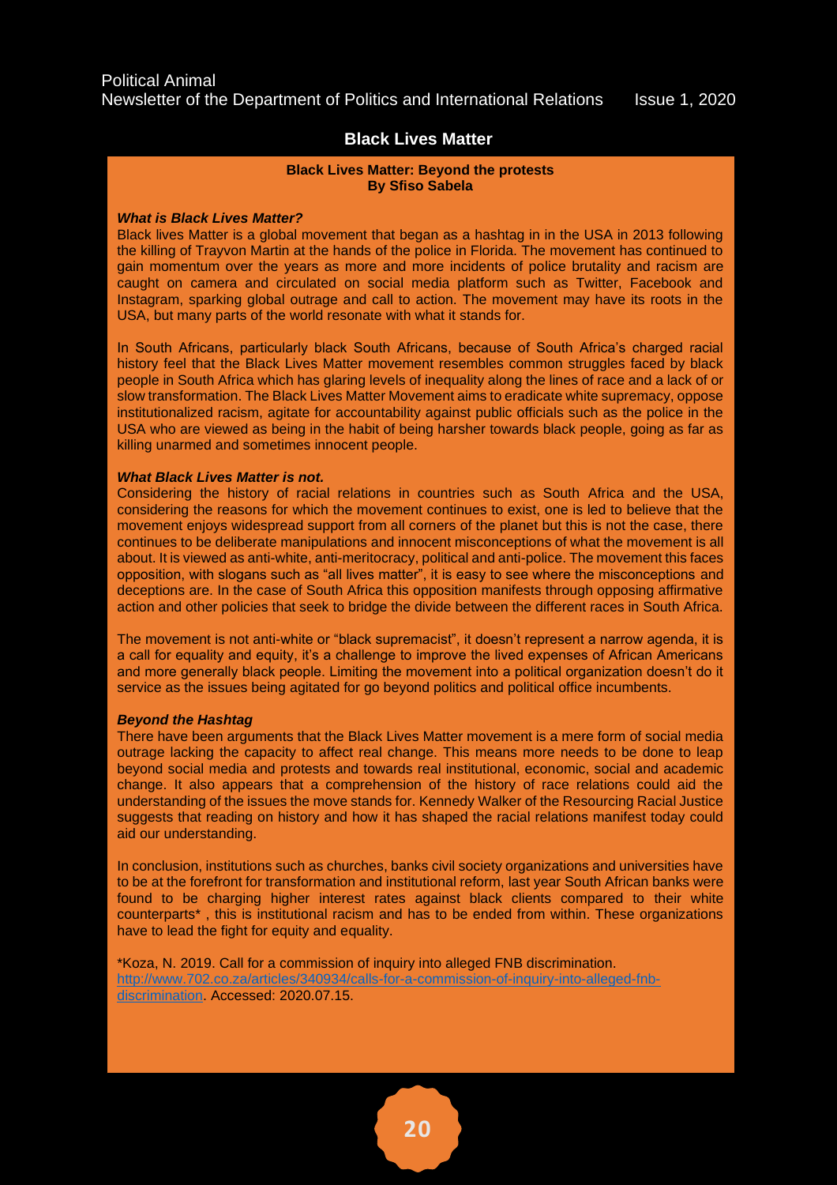## Black Lives Matter

### Black Lives Matter: Beyond the protests
**By Sfiso Sabela**

***What is Black Lives Matter?***

Black lives Matter is a global movement that began as a hashtag in in the USA in 2013 following the killing of Trayvon Martin at the hands of the police in Florida. The movement has continued to gain momentum over the years as more and more incidents of police brutality and racism are caught on camera and circulated on social media platform such as Twitter, Facebook and Instagram, sparking global outrage and call to action. The movement may have its roots in the USA, but many parts of the world resonate with what it stands for.

In South Africans, particularly black South Africans, because of South Africa's charged racial history feel that the Black Lives Matter movement resembles common struggles faced by black people in South Africa which has glaring levels of inequality along the lines of race and a lack of or slow transformation. The Black Lives Matter Movement aims to eradicate white supremacy, oppose institutionalized racism, agitate for accountability against public officials such as the police in the USA who are viewed as being in the habit of being harsher towards black people, going as far as killing unarmed and sometimes innocent people.

***What Black Lives Matter is not.***

Considering the history of racial relations in countries such as South Africa and the USA, considering the reasons for which the movement continues to exist, one is led to believe that the movement enjoys widespread support from all corners of the planet but this is not the case, there continues to be deliberate manipulations and innocent misconceptions of what the movement is all about. It is viewed as anti-white, anti-meritocracy, political and anti-police. The movement this faces opposition, with slogans such as "all lives matter", it is easy to see where the misconceptions and deceptions are. In the case of South Africa this opposition manifests through opposing affirmative action and other policies that seek to bridge the divide between the different races in South Africa.

The movement is not anti-white or "black supremacist", it doesn't represent a narrow agenda, it is a call for equality and equity, it's a challenge to improve the lived expenses of African Americans and more generally black people. Limiting the movement into a political organization doesn't do it service as the issues being agitated for go beyond politics and political office incumbents.

***Beyond the Hashtag***

There have been arguments that the Black Lives Matter movement is a mere form of social media outrage lacking the capacity to affect real change. This means more needs to be done to leap beyond social media and protests and towards real institutional, economic, social and academic change. It also appears that a comprehension of the history of race relations could aid the understanding of the issues the move stands for. Kennedy Walker of the Resourcing Racial Justice suggests that reading on history and how it has shaped the racial relations manifest today could aid our understanding.

In conclusion, institutions such as churches, banks civil society organizations and universities have to be at the forefront for transformation and institutional reform, last year South African banks were found to be charging higher interest rates against black clients compared to their white counterparts* , this is institutional racism and has to be ended from within. These organizations have to lead the fight for equity and equality.

*Koza, N. 2019. Call for a commission of inquiry into alleged FNB discrimination. http://www.702.co.za/articles/340934/calls-for-a-commission-of-inquiry-into-alleged-fnb-discrimination. Accessed: 2020.07.15.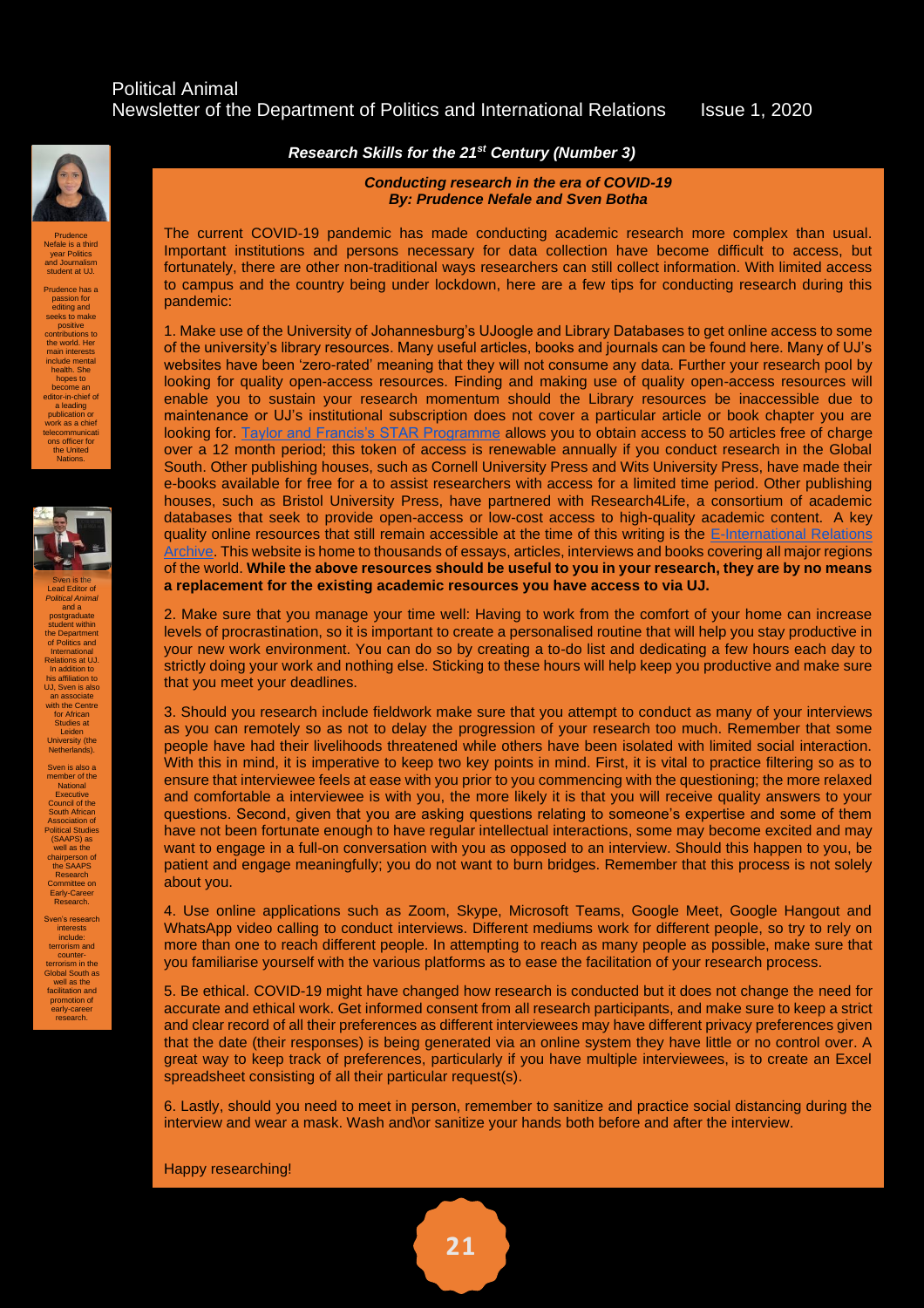### *Research Skills for the 21st Century (Number 3)*

#### ***Conducting research in the era of COVID-19***
#### ***By: Prudence Nefale and Sven Botha***

The current COVID-19 pandemic has made conducting academic research more complex than usual. Important institutions and persons necessary for data collection have become difficult to access, but fortunately, there are other non-traditional ways researchers can still collect information. With limited access to campus and the country being under lockdown, here are a few tips for conducting research during this pandemic:

1. Make use of the University of Johannesburg's UJoogle and Library Databases to get online access to some of the university's library resources. Many useful articles, books and journals can be found here. Many of UJ's websites have been 'zero-rated' meaning that they will not consume any data. Further your research pool by looking for quality open-access resources. Finding and making use of quality open-access resources will enable you to sustain your research momentum should the Library resources be inaccessible due to maintenance or UJ's institutional subscription does not cover a particular article or book chapter you are looking for. Taylor and Francis's STAR Programme allows you to obtain access to 50 articles free of charge over a 12 month period; this token of access is renewable annually if you conduct research in the Global South. Other publishing houses, such as Cornell University Press and Wits University Press, have made their e-books available for free for a to assist researchers with access for a limited time period. Other publishing houses, such as Bristol University Press, have partnered with Research4Life, a consortium of academic databases that seek to provide open-access or low-cost access to high-quality academic content. A key quality online resources that still remain accessible at the time of this writing is the E-International Relations Archive. This website is home to thousands of essays, articles, interviews and books covering all major regions of the world. **While the above resources should be useful to you in your research, they are by no means a replacement for the existing academic resources you have access to via UJ.**

2. Make sure that you manage your time well: Having to work from the comfort of your home can increase levels of procrastination, so it is important to create a personalised routine that will help you stay productive in your new work environment. You can do so by creating a to-do list and dedicating a few hours each day to strictly doing your work and nothing else. Sticking to these hours will help keep you productive and make sure that you meet your deadlines.

3. Should you research include fieldwork make sure that you attempt to conduct as many of your interviews as you can remotely so as not to delay the progression of your research too much. Remember that some people have had their livelihoods threatened while others have been isolated with limited social interaction. With this in mind, it is imperative to keep two key points in mind. First, it is vital to practice filtering so as to ensure that interviewee feels at ease with you prior to you commencing with the questioning; the more relaxed and comfortable a interviewee is with you, the more likely it is that you will receive quality answers to your questions. Second, given that you are asking questions relating to someone's expertise and some of them have not been fortunate enough to have regular intellectual interactions, some may become excited and may want to engage in a full-on conversation with you as opposed to an interview. Should this happen to you, be patient and engage meaningfully; you do not want to burn bridges. Remember that this process is not solely about you.

4. Use online applications such as Zoom, Skype, Microsoft Teams, Google Meet, Google Hangout and WhatsApp video calling to conduct interviews. Different mediums work for different people, so try to rely on more than one to reach different people. In attempting to reach as many people as possible, make sure that you familiarise yourself with the various platforms as to ease the facilitation of your research process.

5. Be ethical. COVID-19 might have changed how research is conducted but it does not change the need for accurate and ethical work. Get informed consent from all research participants, and make sure to keep a strict and clear record of all their preferences as different interviewees may have different privacy preferences given that the date (their responses) is being generated via an online system they have little or no control over. A great way to keep track of preferences, particularly if you have multiple interviewees, is to create an Excel spreadsheet consisting of all their particular request(s).

6. Lastly, should you need to meet in person, remember to sanitize and practice social distancing during the interview and wear a mask. Wash and\or sanitize your hands both before and after the interview.

Happy researching!

---

Prudence Nefale is a third year Politics and Journalism student at UJ.

Prudence has a passion for editing and seeks to make positive contributions to the world. Her main interests include mental health. She hopes to become an editor-in-chief of a leading publication or work as a chief telecommunications officer for the United Nations.

Sven is the Lead Editor of *Political Animal* and a postgraduate student within the Department of Politics and International Relations at UJ. In addition to his affiliation to UJ, Sven is also an associate with the Centre for African Studies at Leiden University (the Netherlands).

Sven is also a member of the National Executive Council of the South African Association of Political Studies (SAAPS) as well as the chairperson of the SAAPS Research Committee on Early-Career Research.

Sven's research interests include: terrorism and counter-terrorism in the Global South as well as the facilitation and promotion of early-career research.